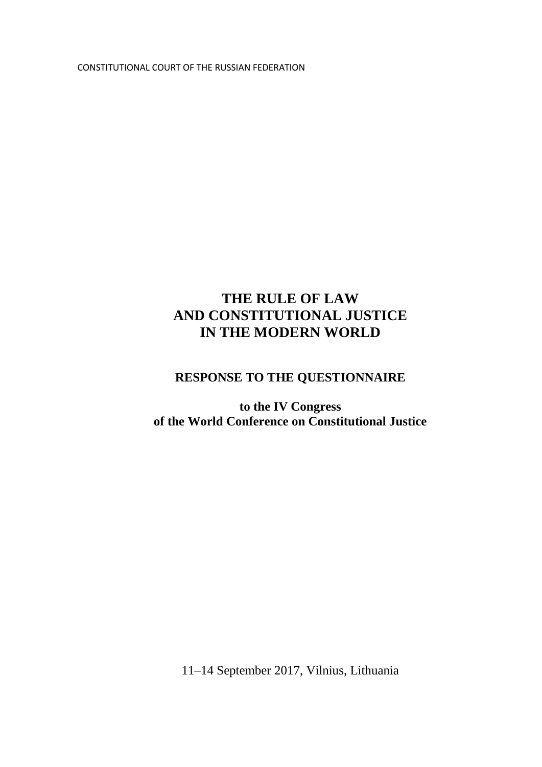CONSTITUTIONAL COURT OF THE RUSSIAN FEDERATION

# THE RULE OF LAW AND CONSTITUTIONAL JUSTICE IN THE MODERN WORLD

## RESPONSE TO THE QUESTIONNAIRE

**to the IV Congress of the World Conference on Constitutional Justice**

11–14 September 2017, Vilnius, Lithuania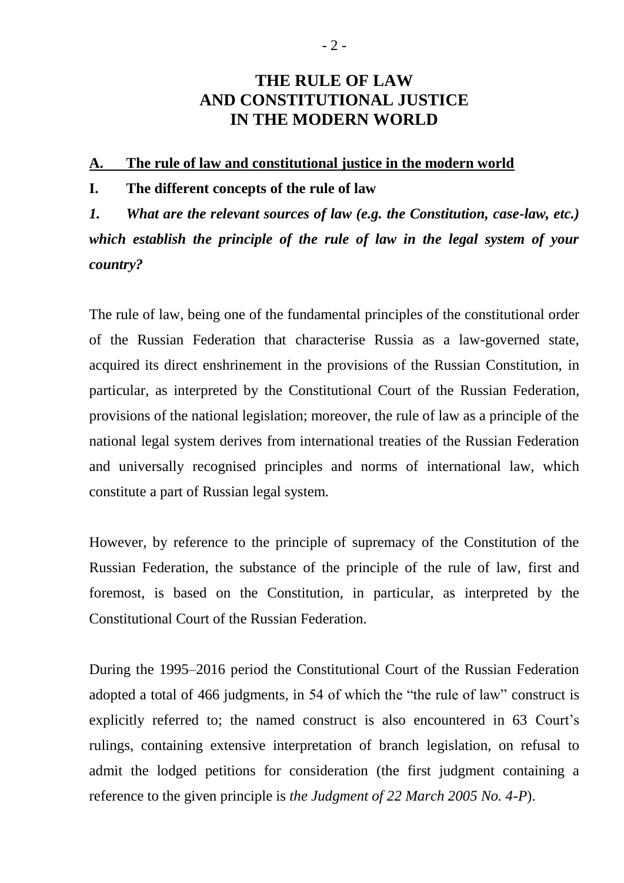# THE RULE OF LAW AND CONSTITUTIONAL JUSTICE IN THE MODERN WORLD

## A. The rule of law and constitutional justice in the modern world

### I. The different concepts of the rule of law

***1. What are the relevant sources of law (e.g. the Constitution, case-law, etc.) which establish the principle of the rule of law in the legal system of your country?***

The rule of law, being one of the fundamental principles of the constitutional order of the Russian Federation that characterise Russia as a law-governed state, acquired its direct enshrinement in the provisions of the Russian Constitution, in particular, as interpreted by the Constitutional Court of the Russian Federation, provisions of the national legislation; moreover, the rule of law as a principle of the national legal system derives from international treaties of the Russian Federation and universally recognised principles and norms of international law, which constitute a part of Russian legal system.

However, by reference to the principle of supremacy of the Constitution of the Russian Federation, the substance of the principle of the rule of law, first and foremost, is based on the Constitution, in particular, as interpreted by the Constitutional Court of the Russian Federation.

During the 1995–2016 period the Constitutional Court of the Russian Federation adopted a total of 466 judgments, in 54 of which the "the rule of law" construct is explicitly referred to; the named construct is also encountered in 63 Court's rulings, containing extensive interpretation of branch legislation, on refusal to admit the lodged petitions for consideration (the first judgment containing a reference to the given principle is *the Judgment of 22 March 2005 No. 4-P*).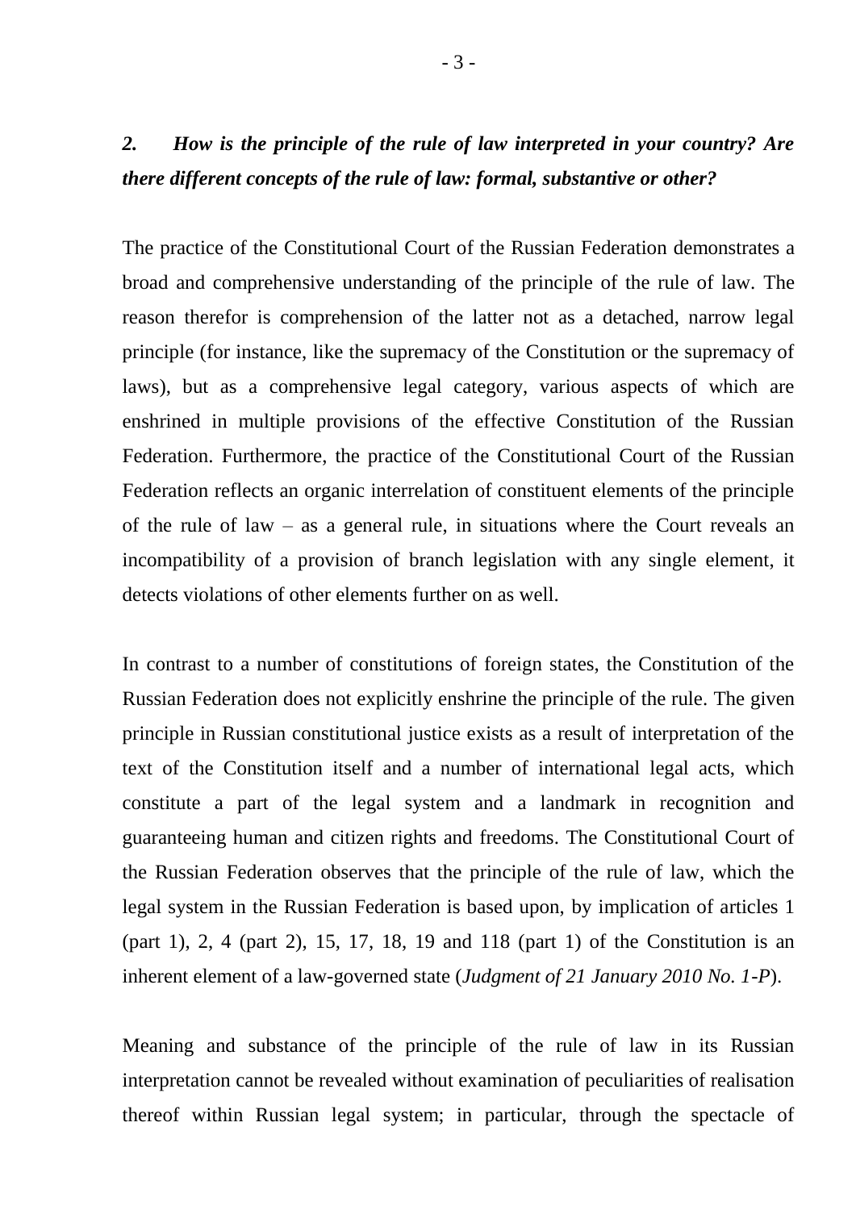*2. How is the principle of the rule of law interpreted in your country? Are there different concepts of the rule of law: formal, substantive or other?*

The practice of the Constitutional Court of the Russian Federation demonstrates a broad and comprehensive understanding of the principle of the rule of law. The reason therefor is comprehension of the latter not as a detached, narrow legal principle (for instance, like the supremacy of the Constitution or the supremacy of laws), but as a comprehensive legal category, various aspects of which are enshrined in multiple provisions of the effective Constitution of the Russian Federation. Furthermore, the practice of the Constitutional Court of the Russian Federation reflects an organic interrelation of constituent elements of the principle of the rule of law – as a general rule, in situations where the Court reveals an incompatibility of a provision of branch legislation with any single element, it detects violations of other elements further on as well.

In contrast to a number of constitutions of foreign states, the Constitution of the Russian Federation does not explicitly enshrine the principle of the rule. The given principle in Russian constitutional justice exists as a result of interpretation of the text of the Constitution itself and a number of international legal acts, which constitute a part of the legal system and a landmark in recognition and guaranteeing human and citizen rights and freedoms. The Constitutional Court of the Russian Federation observes that the principle of the rule of law, which the legal system in the Russian Federation is based upon, by implication of articles 1 (part 1), 2, 4 (part 2), 15, 17, 18, 19 and 118 (part 1) of the Constitution is an inherent element of a law-governed state (*Judgment of 21 January 2010 No. 1-P*).

Meaning and substance of the principle of the rule of law in its Russian interpretation cannot be revealed without examination of peculiarities of realisation thereof within Russian legal system; in particular, through the spectacle of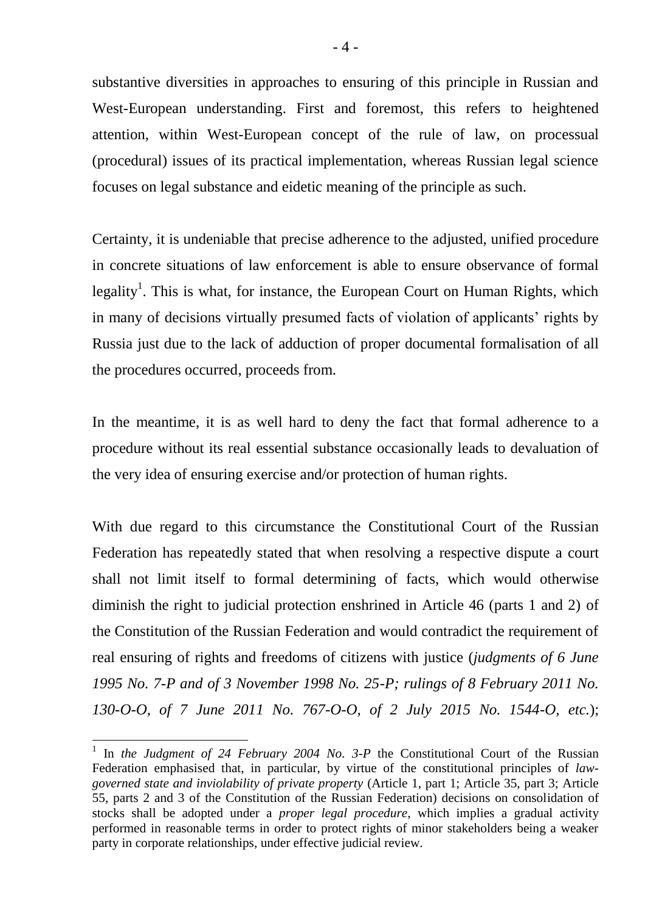substantive diversities in approaches to ensuring of this principle in Russian and West-European understanding. First and foremost, this refers to heightened attention, within West-European concept of the rule of law, on processual (procedural) issues of its practical implementation, whereas Russian legal science focuses on legal substance and eidetic meaning of the principle as such.

Certainty, it is undeniable that precise adherence to the adjusted, unified procedure in concrete situations of law enforcement is able to ensure observance of formal legality[1]. This is what, for instance, the European Court on Human Rights, which in many of decisions virtually presumed facts of violation of applicants' rights by Russia just due to the lack of adduction of proper documental formalisation of all the procedures occurred, proceeds from.

In the meantime, it is as well hard to deny the fact that formal adherence to a procedure without its real essential substance occasionally leads to devaluation of the very idea of ensuring exercise and/or protection of human rights.

With due regard to this circumstance the Constitutional Court of the Russian Federation has repeatedly stated that when resolving a respective dispute a court shall not limit itself to formal determining of facts, which would otherwise diminish the right to judicial protection enshrined in Article 46 (parts 1 and 2) of the Constitution of the Russian Federation and would contradict the requirement of real ensuring of rights and freedoms of citizens with justice (*judgments of 6 June 1995 No. 7-P and of 3 November 1998 No. 25-P; rulings of 8 February 2011 No. 130-O-O, of 7 June 2011 No. 767-O-O, of 2 July 2015 No. 1544-O, etc.*);

---

[1] In *the Judgment of 24 February 2004 No. 3-P* the Constitutional Court of the Russian Federation emphasised that, in particular, by virtue of the constitutional principles of *law-governed state and inviolability of private property* (Article 1, part 1; Article 35, part 3; Article 55, parts 2 and 3 of the Constitution of the Russian Federation) decisions on consolidation of stocks shall be adopted under a *proper legal procedure*, which implies a gradual activity performed in reasonable terms in order to protect rights of minor stakeholders being a weaker party in corporate relationships, under effective judicial review.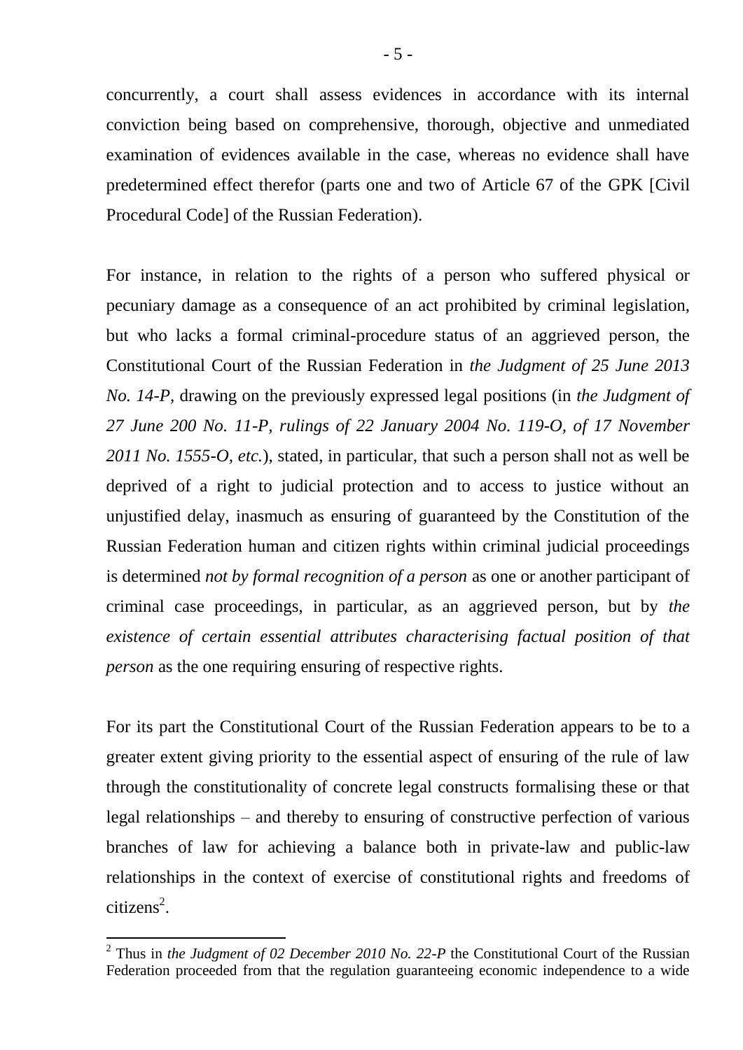concurrently, a court shall assess evidences in accordance with its internal conviction being based on comprehensive, thorough, objective and unmediated examination of evidences available in the case, whereas no evidence shall have predetermined effect therefor (parts one and two of Article 67 of the GPK [Civil Procedural Code] of the Russian Federation).

For instance, in relation to the rights of a person who suffered physical or pecuniary damage as a consequence of an act prohibited by criminal legislation, but who lacks a formal criminal-procedure status of an aggrieved person, the Constitutional Court of the Russian Federation in *the Judgment of 25 June 2013 No. 14-P*, drawing on the previously expressed legal positions (in *the Judgment of 27 June 200 No. 11-P, rulings of 22 January 2004 No. 119-O, of 17 November 2011 No. 1555-O, etc.*), stated, in particular, that such a person shall not as well be deprived of a right to judicial protection and to access to justice without an unjustified delay, inasmuch as ensuring of guaranteed by the Constitution of the Russian Federation human and citizen rights within criminal judicial proceedings is determined *not by formal recognition of a person* as one or another participant of criminal case proceedings, in particular, as an aggrieved person, but by *the existence of certain essential attributes characterising factual position of that person* as the one requiring ensuring of respective rights.

For its part the Constitutional Court of the Russian Federation appears to be to a greater extent giving priority to the essential aspect of ensuring of the rule of law through the constitutionality of concrete legal constructs formalising these or that legal relationships – and thereby to ensuring of constructive perfection of various branches of law for achieving a balance both in private-law and public-law relationships in the context of exercise of constitutional rights and freedoms of citizens[2].

[2] Thus in *the Judgment of 02 December 2010 No. 22-P* the Constitutional Court of the Russian Federation proceeded from that the regulation guaranteeing economic independence to a wide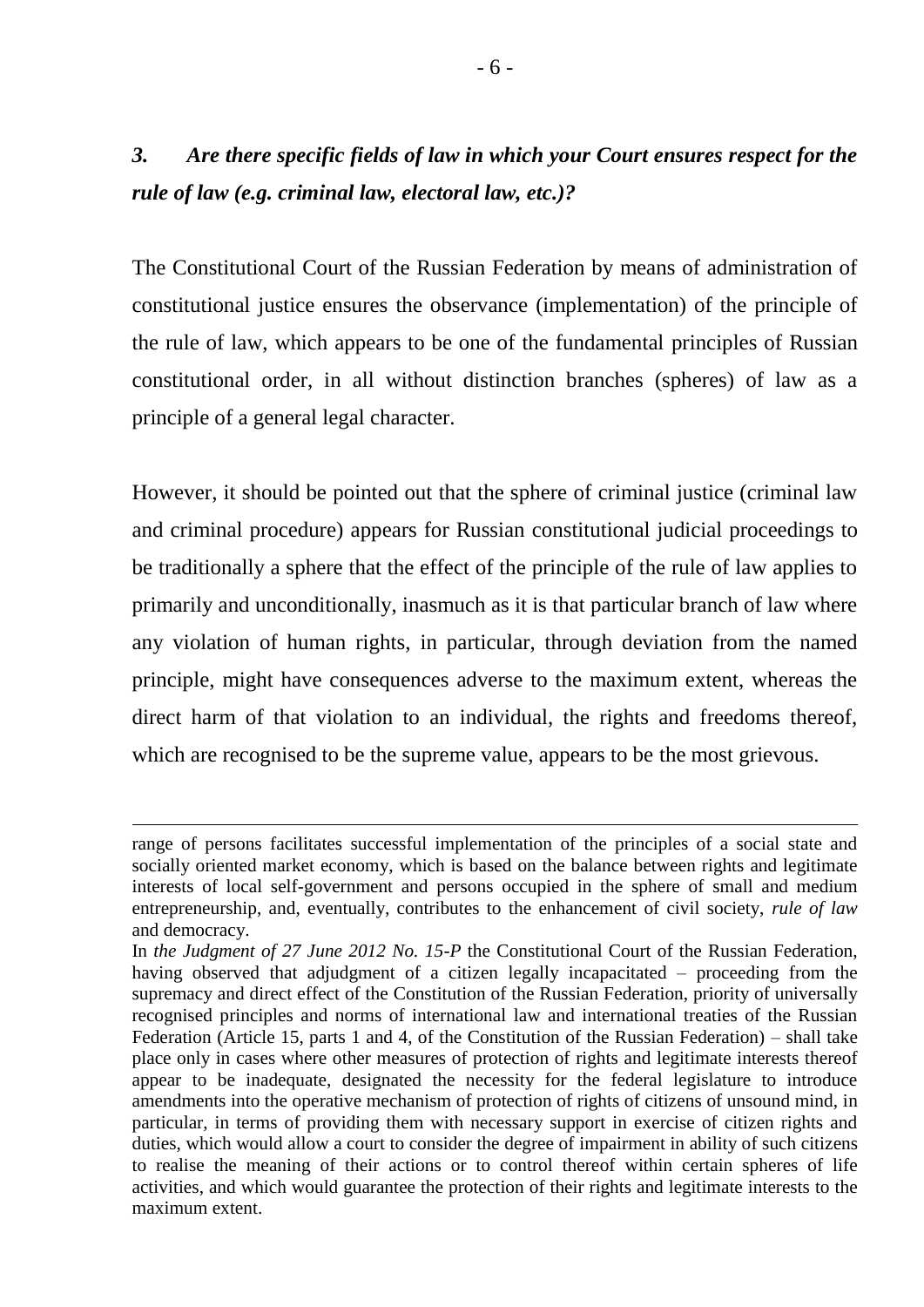## *3. Are there specific fields of law in which your Court ensures respect for the rule of law (e.g. criminal law, electoral law, etc.)?*

The Constitutional Court of the Russian Federation by means of administration of constitutional justice ensures the observance (implementation) of the principle of the rule of law, which appears to be one of the fundamental principles of Russian constitutional order, in all without distinction branches (spheres) of law as a principle of a general legal character.

However, it should be pointed out that the sphere of criminal justice (criminal law and criminal procedure) appears for Russian constitutional judicial proceedings to be traditionally a sphere that the effect of the principle of the rule of law applies to primarily and unconditionally, inasmuch as it is that particular branch of law where any violation of human rights, in particular, through deviation from the named principle, might have consequences adverse to the maximum extent, whereas the direct harm of that violation to an individual, the rights and freedoms thereof, which are recognised to be the supreme value, appears to be the most grievous.

---

range of persons facilitates successful implementation of the principles of a social state and socially oriented market economy, which is based on the balance between rights and legitimate interests of local self-government and persons occupied in the sphere of small and medium entrepreneurship, and, eventually, contributes to the enhancement of civil society, *rule of law* and democracy.

In *the Judgment of 27 June 2012 No. 15-P* the Constitutional Court of the Russian Federation, having observed that adjudgment of a citizen legally incapacitated – proceeding from the supremacy and direct effect of the Constitution of the Russian Federation, priority of universally recognised principles and norms of international law and international treaties of the Russian Federation (Article 15, parts 1 and 4, of the Constitution of the Russian Federation) – shall take place only in cases where other measures of protection of rights and legitimate interests thereof appear to be inadequate, designated the necessity for the federal legislature to introduce amendments into the operative mechanism of protection of rights of citizens of unsound mind, in particular, in terms of providing them with necessary support in exercise of citizen rights and duties, which would allow a court to consider the degree of impairment in ability of such citizens to realise the meaning of their actions or to control thereof within certain spheres of life activities, and which would guarantee the protection of their rights and legitimate interests to the maximum extent.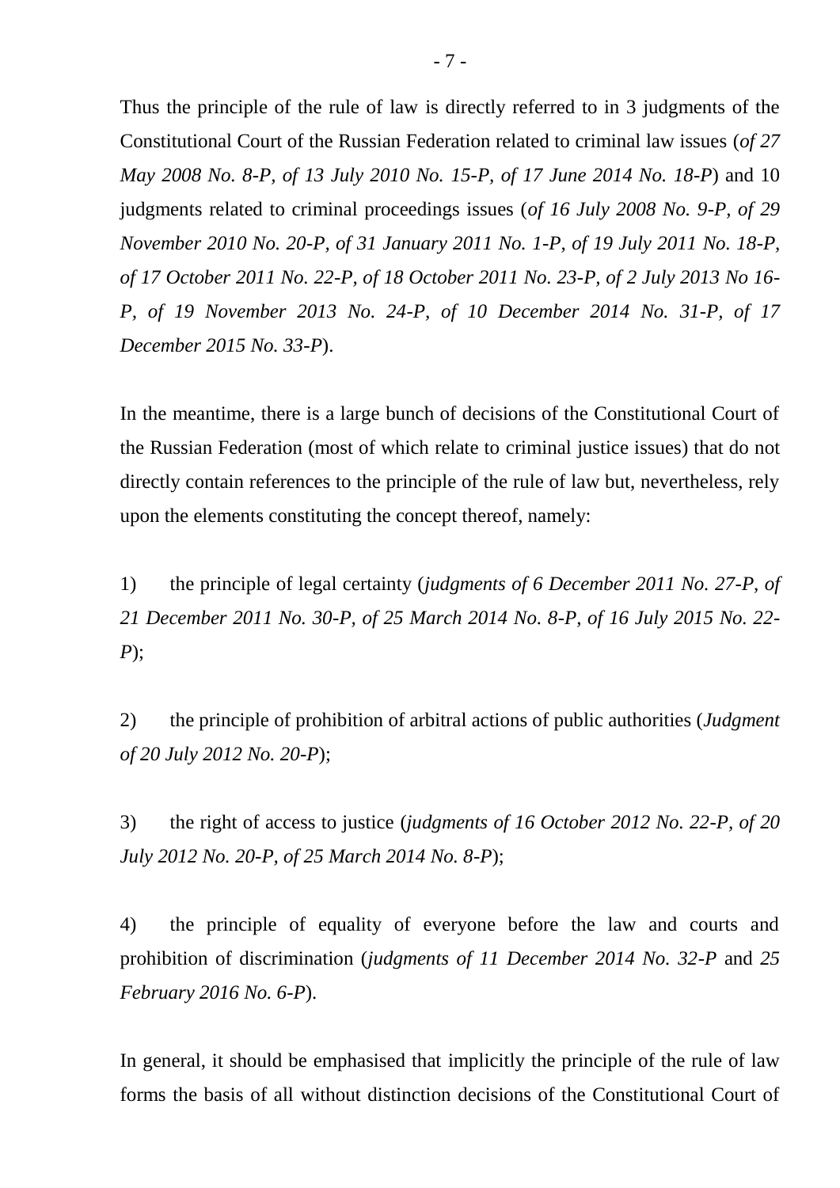Thus the principle of the rule of law is directly referred to in 3 judgments of the Constitutional Court of the Russian Federation related to criminal law issues (*of 27 May 2008 No. 8-P, of 13 July 2010 No. 15-P, of 17 June 2014 No. 18-P*) and 10 judgments related to criminal proceedings issues (*of 16 July 2008 No. 9-P, of 29 November 2010 No. 20-P, of 31 January 2011 No. 1-P, of 19 July 2011 No. 18-P, of 17 October 2011 No. 22-P, of 18 October 2011 No. 23-P, of 2 July 2013 No 16-P, of 19 November 2013 No. 24-P, of 10 December 2014 No. 31-P, of 17 December 2015 No. 33-P*).

In the meantime, there is a large bunch of decisions of the Constitutional Court of the Russian Federation (most of which relate to criminal justice issues) that do not directly contain references to the principle of the rule of law but, nevertheless, rely upon the elements constituting the concept thereof, namely:

1) the principle of legal certainty (*judgments of 6 December 2011 No. 27-P, of 21 December 2011 No. 30-P, of 25 March 2014 No. 8-P, of 16 July 2015 No. 22-P*);

2) the principle of prohibition of arbitral actions of public authorities (*Judgment of 20 July 2012 No. 20-P*);

3) the right of access to justice (*judgments of 16 October 2012 No. 22-P, of 20 July 2012 No. 20-P, of 25 March 2014 No. 8-P*);

4) the principle of equality of everyone before the law and courts and prohibition of discrimination (*judgments of 11 December 2014 No. 32-P* and *25 February 2016 No. 6-P*).

In general, it should be emphasised that implicitly the principle of the rule of law forms the basis of all without distinction decisions of the Constitutional Court of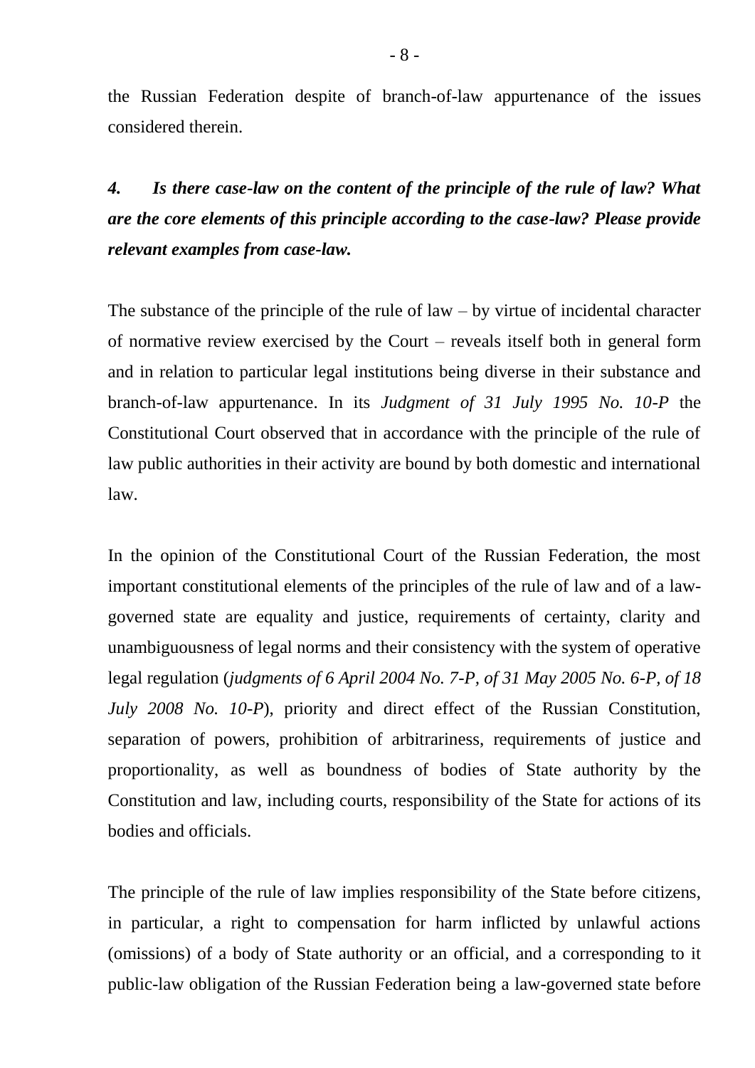the Russian Federation despite of branch-of-law appurtenance of the issues considered therein.

***4. Is there case-law on the content of the principle of the rule of law? What are the core elements of this principle according to the case-law? Please provide relevant examples from case-law.***

The substance of the principle of the rule of law – by virtue of incidental character of normative review exercised by the Court – reveals itself both in general form and in relation to particular legal institutions being diverse in their substance and branch-of-law appurtenance. In its *Judgment of 31 July 1995 No. 10-P* the Constitutional Court observed that in accordance with the principle of the rule of law public authorities in their activity are bound by both domestic and international law.

In the opinion of the Constitutional Court of the Russian Federation, the most important constitutional elements of the principles of the rule of law and of a law-governed state are equality and justice, requirements of certainty, clarity and unambiguousness of legal norms and their consistency with the system of operative legal regulation (*judgments of 6 April 2004 No. 7-P, of 31 May 2005 No. 6-P, of 18 July 2008 No. 10-P*), priority and direct effect of the Russian Constitution, separation of powers, prohibition of arbitrariness, requirements of justice and proportionality, as well as boundness of bodies of State authority by the Constitution and law, including courts, responsibility of the State for actions of its bodies and officials.

The principle of the rule of law implies responsibility of the State before citizens, in particular, a right to compensation for harm inflicted by unlawful actions (omissions) of a body of State authority or an official, and a corresponding to it public-law obligation of the Russian Federation being a law-governed state before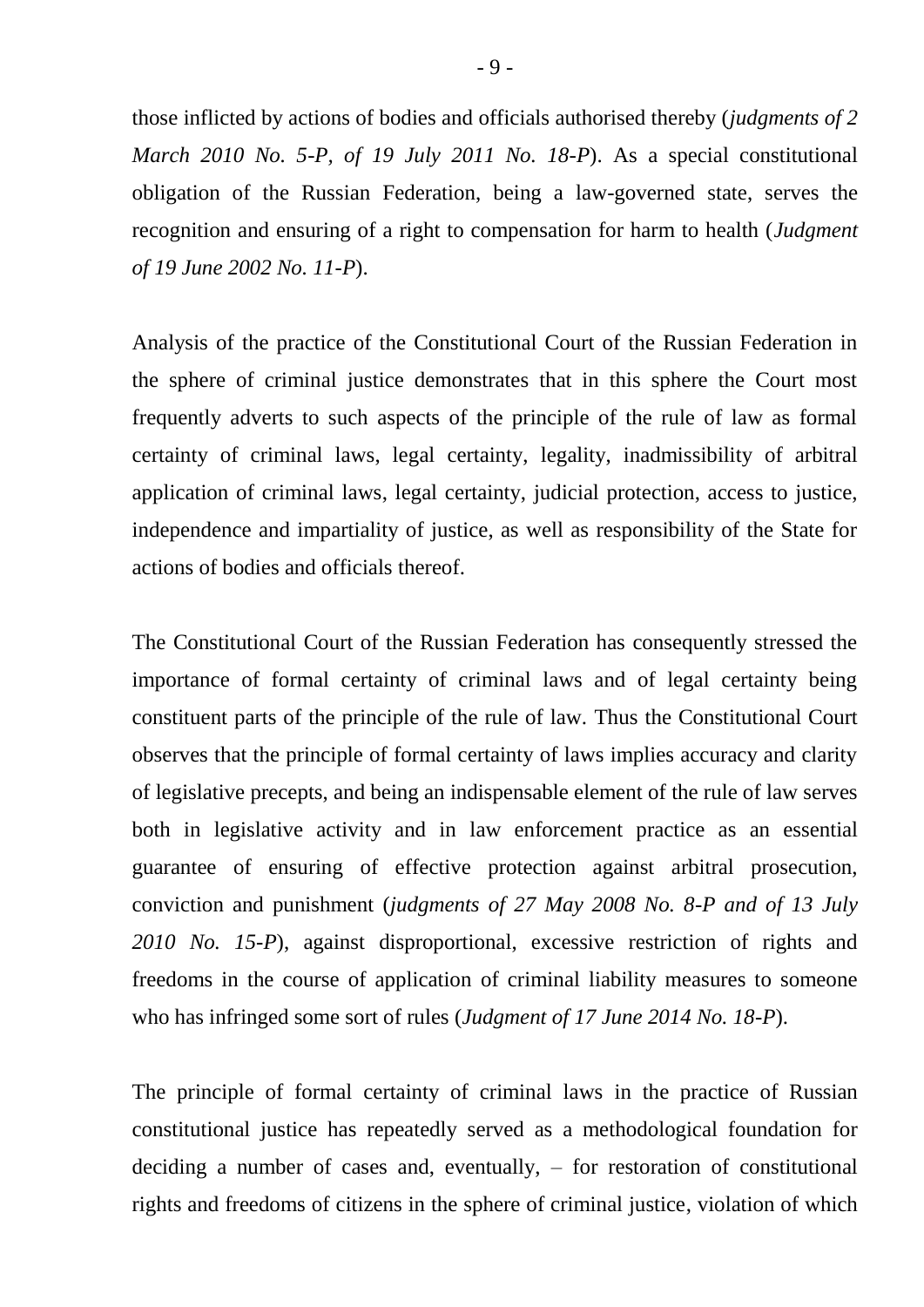those inflicted by actions of bodies and officials authorised thereby (*judgments of 2 March 2010 No. 5-P, of 19 July 2011 No. 18-P*). As a special constitutional obligation of the Russian Federation, being a law-governed state, serves the recognition and ensuring of a right to compensation for harm to health (*Judgment of 19 June 2002 No. 11-P*).

Analysis of the practice of the Constitutional Court of the Russian Federation in the sphere of criminal justice demonstrates that in this sphere the Court most frequently adverts to such aspects of the principle of the rule of law as formal certainty of criminal laws, legal certainty, legality, inadmissibility of arbitral application of criminal laws, legal certainty, judicial protection, access to justice, independence and impartiality of justice, as well as responsibility of the State for actions of bodies and officials thereof.

The Constitutional Court of the Russian Federation has consequently stressed the importance of formal certainty of criminal laws and of legal certainty being constituent parts of the principle of the rule of law. Thus the Constitutional Court observes that the principle of formal certainty of laws implies accuracy and clarity of legislative precepts, and being an indispensable element of the rule of law serves both in legislative activity and in law enforcement practice as an essential guarantee of ensuring of effective protection against arbitral prosecution, conviction and punishment (*judgments of 27 May 2008 No. 8-P and of 13 July 2010 No. 15-P*), against disproportional, excessive restriction of rights and freedoms in the course of application of criminal liability measures to someone who has infringed some sort of rules (*Judgment of 17 June 2014 No. 18-P*).

The principle of formal certainty of criminal laws in the practice of Russian constitutional justice has repeatedly served as a methodological foundation for deciding a number of cases and, eventually, – for restoration of constitutional rights and freedoms of citizens in the sphere of criminal justice, violation of which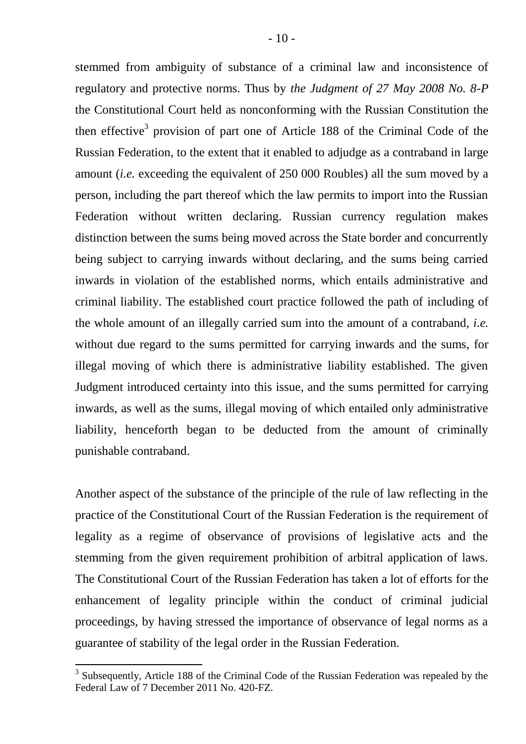stemmed from ambiguity of substance of a criminal law and inconsistence of regulatory and protective norms. Thus by *the Judgment of 27 May 2008 No. 8-P* the Constitutional Court held as nonconforming with the Russian Constitution the then effective[3] provision of part one of Article 188 of the Criminal Code of the Russian Federation, to the extent that it enabled to adjudge as a contraband in large amount (*i.e.* exceeding the equivalent of 250 000 Roubles) all the sum moved by a person, including the part thereof which the law permits to import into the Russian Federation without written declaring. Russian currency regulation makes distinction between the sums being moved across the State border and concurrently being subject to carrying inwards without declaring, and the sums being carried inwards in violation of the established norms, which entails administrative and criminal liability. The established court practice followed the path of including of the whole amount of an illegally carried sum into the amount of a contraband, *i.e.* without due regard to the sums permitted for carrying inwards and the sums, for illegal moving of which there is administrative liability established. The given Judgment introduced certainty into this issue, and the sums permitted for carrying inwards, as well as the sums, illegal moving of which entailed only administrative liability, henceforth began to be deducted from the amount of criminally punishable contraband.

Another aspect of the substance of the principle of the rule of law reflecting in the practice of the Constitutional Court of the Russian Federation is the requirement of legality as a regime of observance of provisions of legislative acts and the stemming from the given requirement prohibition of arbitral application of laws. The Constitutional Court of the Russian Federation has taken a lot of efforts for the enhancement of legality principle within the conduct of criminal judicial proceedings, by having stressed the importance of observance of legal norms as a guarantee of stability of the legal order in the Russian Federation.

[3] Subsequently, Article 188 of the Criminal Code of the Russian Federation was repealed by the Federal Law of 7 December 2011 No. 420-FZ.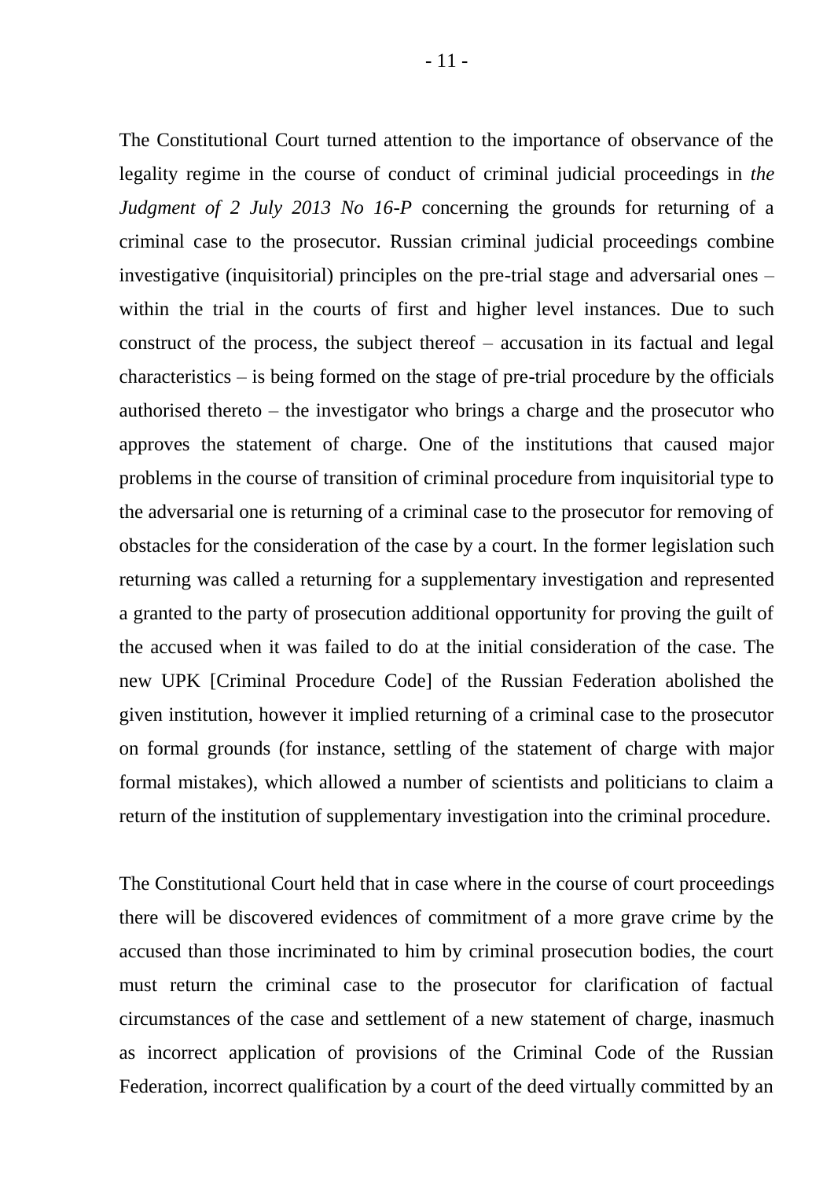The Constitutional Court turned attention to the importance of observance of the legality regime in the course of conduct of criminal judicial proceedings in *the Judgment of 2 July 2013 No 16-P* concerning the grounds for returning of a criminal case to the prosecutor. Russian criminal judicial proceedings combine investigative (inquisitorial) principles on the pre-trial stage and adversarial ones – within the trial in the courts of first and higher level instances. Due to such construct of the process, the subject thereof – accusation in its factual and legal characteristics – is being formed on the stage of pre-trial procedure by the officials authorised thereto – the investigator who brings a charge and the prosecutor who approves the statement of charge. One of the institutions that caused major problems in the course of transition of criminal procedure from inquisitorial type to the adversarial one is returning of a criminal case to the prosecutor for removing of obstacles for the consideration of the case by a court. In the former legislation such returning was called a returning for a supplementary investigation and represented a granted to the party of prosecution additional opportunity for proving the guilt of the accused when it was failed to do at the initial consideration of the case. The new UPK [Criminal Procedure Code] of the Russian Federation abolished the given institution, however it implied returning of a criminal case to the prosecutor on formal grounds (for instance, settling of the statement of charge with major formal mistakes), which allowed a number of scientists and politicians to claim a return of the institution of supplementary investigation into the criminal procedure.

The Constitutional Court held that in case where in the course of court proceedings there will be discovered evidences of commitment of a more grave crime by the accused than those incriminated to him by criminal prosecution bodies, the court must return the criminal case to the prosecutor for clarification of factual circumstances of the case and settlement of a new statement of charge, inasmuch as incorrect application of provisions of the Criminal Code of the Russian Federation, incorrect qualification by a court of the deed virtually committed by an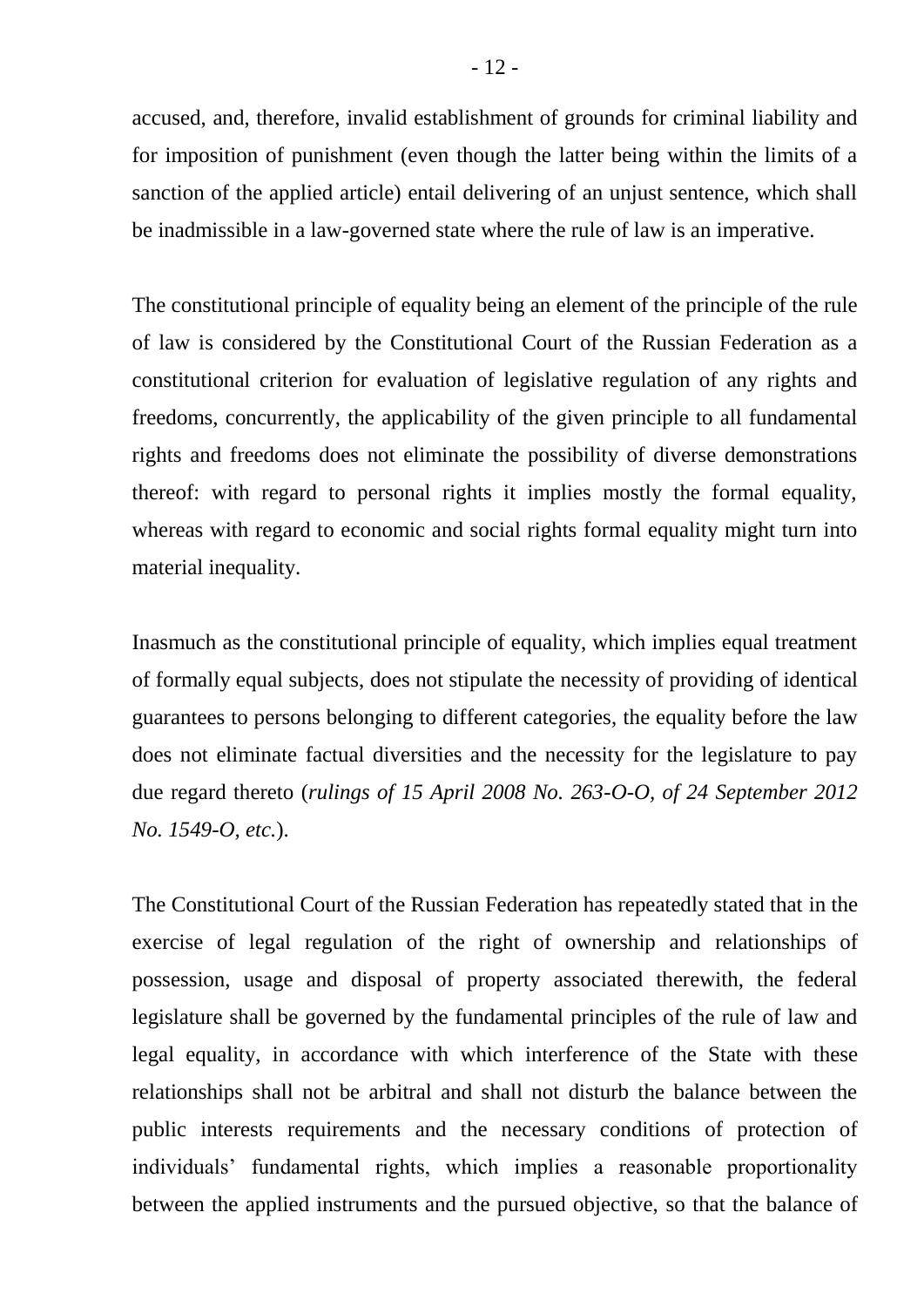accused, and, therefore, invalid establishment of grounds for criminal liability and for imposition of punishment (even though the latter being within the limits of a sanction of the applied article) entail delivering of an unjust sentence, which shall be inadmissible in a law-governed state where the rule of law is an imperative.

The constitutional principle of equality being an element of the principle of the rule of law is considered by the Constitutional Court of the Russian Federation as a constitutional criterion for evaluation of legislative regulation of any rights and freedoms, concurrently, the applicability of the given principle to all fundamental rights and freedoms does not eliminate the possibility of diverse demonstrations thereof: with regard to personal rights it implies mostly the formal equality, whereas with regard to economic and social rights formal equality might turn into material inequality.

Inasmuch as the constitutional principle of equality, which implies equal treatment of formally equal subjects, does not stipulate the necessity of providing of identical guarantees to persons belonging to different categories, the equality before the law does not eliminate factual diversities and the necessity for the legislature to pay due regard thereto (*rulings of 15 April 2008 No. 263-O-O, of 24 September 2012 No. 1549-O, etc.*).

The Constitutional Court of the Russian Federation has repeatedly stated that in the exercise of legal regulation of the right of ownership and relationships of possession, usage and disposal of property associated therewith, the federal legislature shall be governed by the fundamental principles of the rule of law and legal equality, in accordance with which interference of the State with these relationships shall not be arbitral and shall not disturb the balance between the public interests requirements and the necessary conditions of protection of individuals' fundamental rights, which implies a reasonable proportionality between the applied instruments and the pursued objective, so that the balance of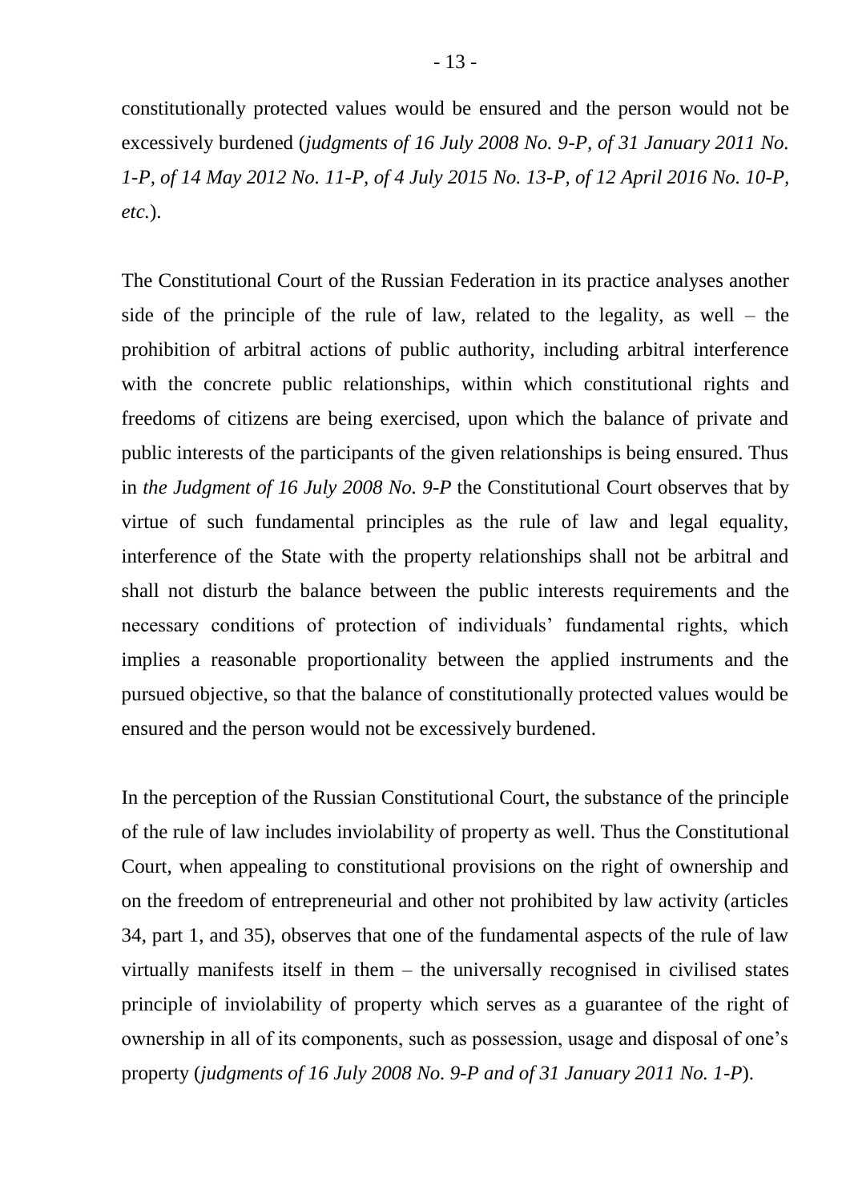constitutionally protected values would be ensured and the person would not be excessively burdened (*judgments of 16 July 2008 No. 9-P, of 31 January 2011 No. 1-P, of 14 May 2012 No. 11-P, of 4 July 2015 No. 13-P, of 12 April 2016 No. 10-P, etc.*).

The Constitutional Court of the Russian Federation in its practice analyses another side of the principle of the rule of law, related to the legality, as well – the prohibition of arbitral actions of public authority, including arbitral interference with the concrete public relationships, within which constitutional rights and freedoms of citizens are being exercised, upon which the balance of private and public interests of the participants of the given relationships is being ensured. Thus in *the Judgment of 16 July 2008 No. 9-P* the Constitutional Court observes that by virtue of such fundamental principles as the rule of law and legal equality, interference of the State with the property relationships shall not be arbitral and shall not disturb the balance between the public interests requirements and the necessary conditions of protection of individuals' fundamental rights, which implies a reasonable proportionality between the applied instruments and the pursued objective, so that the balance of constitutionally protected values would be ensured and the person would not be excessively burdened.

In the perception of the Russian Constitutional Court, the substance of the principle of the rule of law includes inviolability of property as well. Thus the Constitutional Court, when appealing to constitutional provisions on the right of ownership and on the freedom of entrepreneurial and other not prohibited by law activity (articles 34, part 1, and 35), observes that one of the fundamental aspects of the rule of law virtually manifests itself in them – the universally recognised in civilised states principle of inviolability of property which serves as a guarantee of the right of ownership in all of its components, such as possession, usage and disposal of one's property (*judgments of 16 July 2008 No. 9-P and of 31 January 2011 No. 1-P*).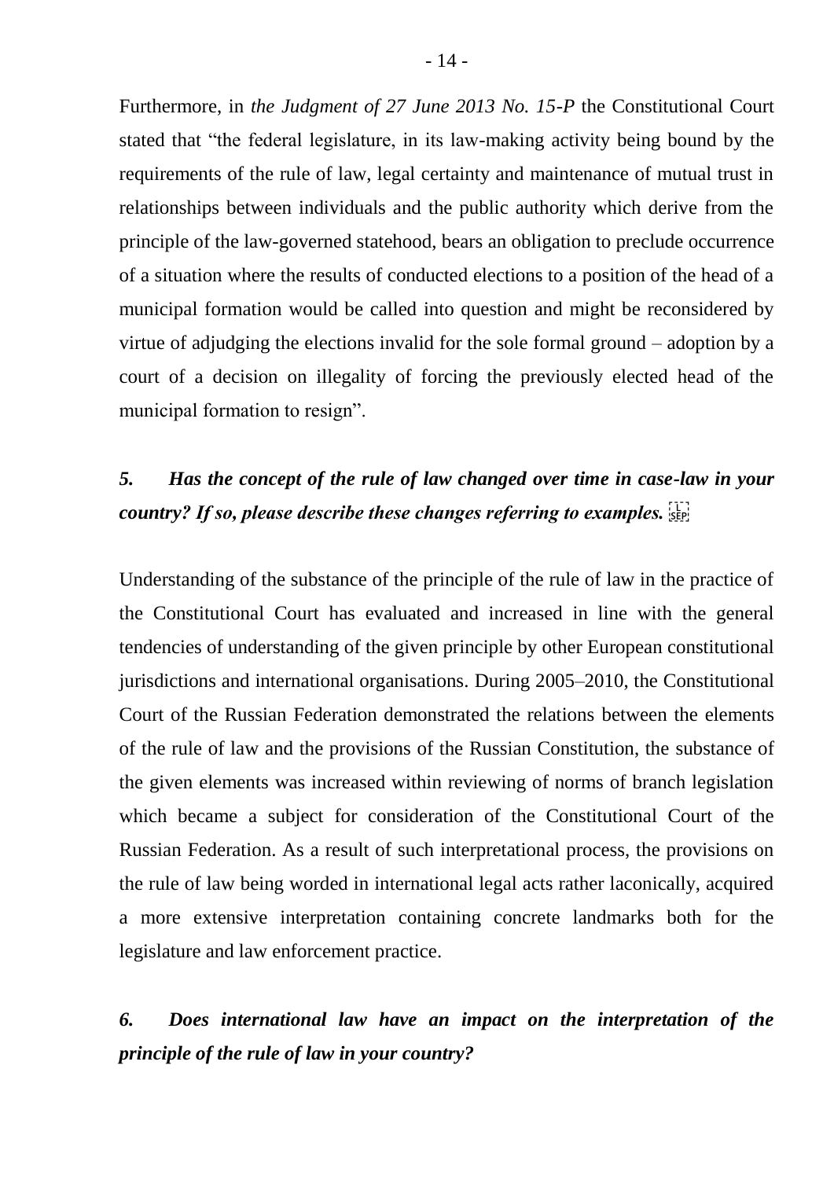Furthermore, in *the Judgment of 27 June 2013 No. 15-P* the Constitutional Court stated that "the federal legislature, in its law-making activity being bound by the requirements of the rule of law, legal certainty and maintenance of mutual trust in relationships between individuals and the public authority which derive from the principle of the law-governed statehood, bears an obligation to preclude occurrence of a situation where the results of conducted elections to a position of the head of a municipal formation would be called into question and might be reconsidered by virtue of adjudging the elections invalid for the sole formal ground – adoption by a court of a decision on illegality of forcing the previously elected head of the municipal formation to resign".

### *5. Has the concept of the rule of law changed over time in case-law in your country? If so, please describe these changes referring to examples.*

Understanding of the substance of the principle of the rule of law in the practice of the Constitutional Court has evaluated and increased in line with the general tendencies of understanding of the given principle by other European constitutional jurisdictions and international organisations. During 2005–2010, the Constitutional Court of the Russian Federation demonstrated the relations between the elements of the rule of law and the provisions of the Russian Constitution, the substance of the given elements was increased within reviewing of norms of branch legislation which became a subject for consideration of the Constitutional Court of the Russian Federation. As a result of such interpretational process, the provisions on the rule of law being worded in international legal acts rather laconically, acquired a more extensive interpretation containing concrete landmarks both for the legislature and law enforcement practice.

### *6. Does international law have an impact on the interpretation of the principle of the rule of law in your country?*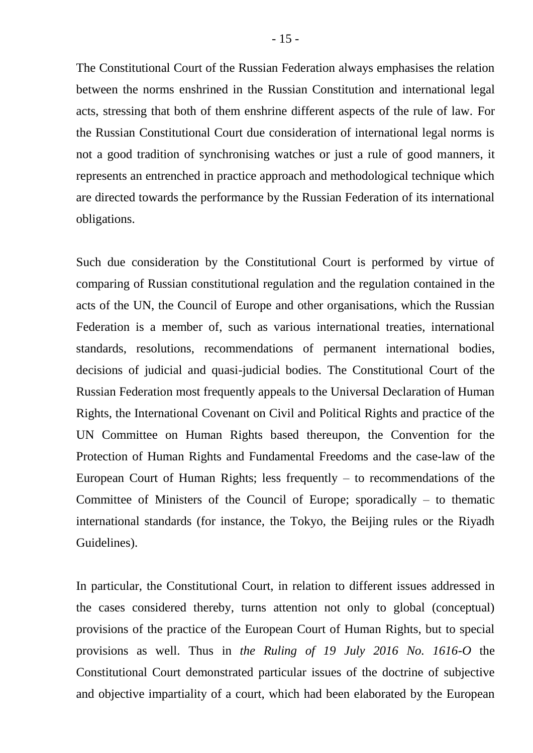The Constitutional Court of the Russian Federation always emphasises the relation between the norms enshrined in the Russian Constitution and international legal acts, stressing that both of them enshrine different aspects of the rule of law. For the Russian Constitutional Court due consideration of international legal norms is not a good tradition of synchronising watches or just a rule of good manners, it represents an entrenched in practice approach and methodological technique which are directed towards the performance by the Russian Federation of its international obligations.

Such due consideration by the Constitutional Court is performed by virtue of comparing of Russian constitutional regulation and the regulation contained in the acts of the UN, the Council of Europe and other organisations, which the Russian Federation is a member of, such as various international treaties, international standards, resolutions, recommendations of permanent international bodies, decisions of judicial and quasi-judicial bodies. The Constitutional Court of the Russian Federation most frequently appeals to the Universal Declaration of Human Rights, the International Covenant on Civil and Political Rights and practice of the UN Committee on Human Rights based thereupon, the Convention for the Protection of Human Rights and Fundamental Freedoms and the case-law of the European Court of Human Rights; less frequently – to recommendations of the Committee of Ministers of the Council of Europe; sporadically – to thematic international standards (for instance, the Tokyo, the Beijing rules or the Riyadh Guidelines).

In particular, the Constitutional Court, in relation to different issues addressed in the cases considered thereby, turns attention not only to global (conceptual) provisions of the practice of the European Court of Human Rights, but to special provisions as well. Thus in *the Ruling of 19 July 2016 No. 1616-O* the Constitutional Court demonstrated particular issues of the doctrine of subjective and objective impartiality of a court, which had been elaborated by the European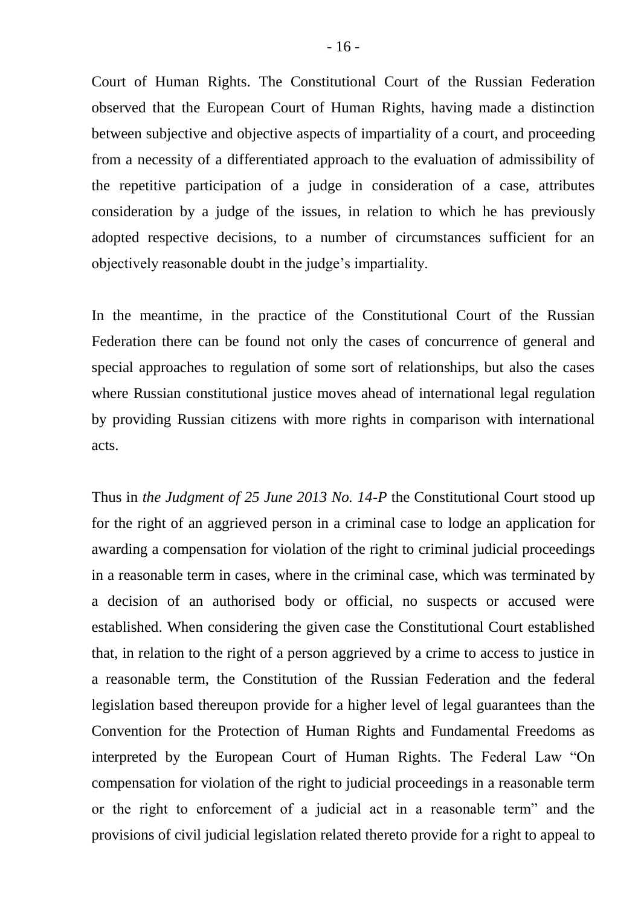Court of Human Rights. The Constitutional Court of the Russian Federation observed that the European Court of Human Rights, having made a distinction between subjective and objective aspects of impartiality of a court, and proceeding from a necessity of a differentiated approach to the evaluation of admissibility of the repetitive participation of a judge in consideration of a case, attributes consideration by a judge of the issues, in relation to which he has previously adopted respective decisions, to a number of circumstances sufficient for an objectively reasonable doubt in the judge's impartiality.

In the meantime, in the practice of the Constitutional Court of the Russian Federation there can be found not only the cases of concurrence of general and special approaches to regulation of some sort of relationships, but also the cases where Russian constitutional justice moves ahead of international legal regulation by providing Russian citizens with more rights in comparison with international acts.

Thus in *the Judgment of 25 June 2013 No. 14-P* the Constitutional Court stood up for the right of an aggrieved person in a criminal case to lodge an application for awarding a compensation for violation of the right to criminal judicial proceedings in a reasonable term in cases, where in the criminal case, which was terminated by a decision of an authorised body or official, no suspects or accused were established. When considering the given case the Constitutional Court established that, in relation to the right of a person aggrieved by a crime to access to justice in a reasonable term, the Constitution of the Russian Federation and the federal legislation based thereupon provide for a higher level of legal guarantees than the Convention for the Protection of Human Rights and Fundamental Freedoms as interpreted by the European Court of Human Rights. The Federal Law "On compensation for violation of the right to judicial proceedings in a reasonable term or the right to enforcement of a judicial act in a reasonable term" and the provisions of civil judicial legislation related thereto provide for a right to appeal to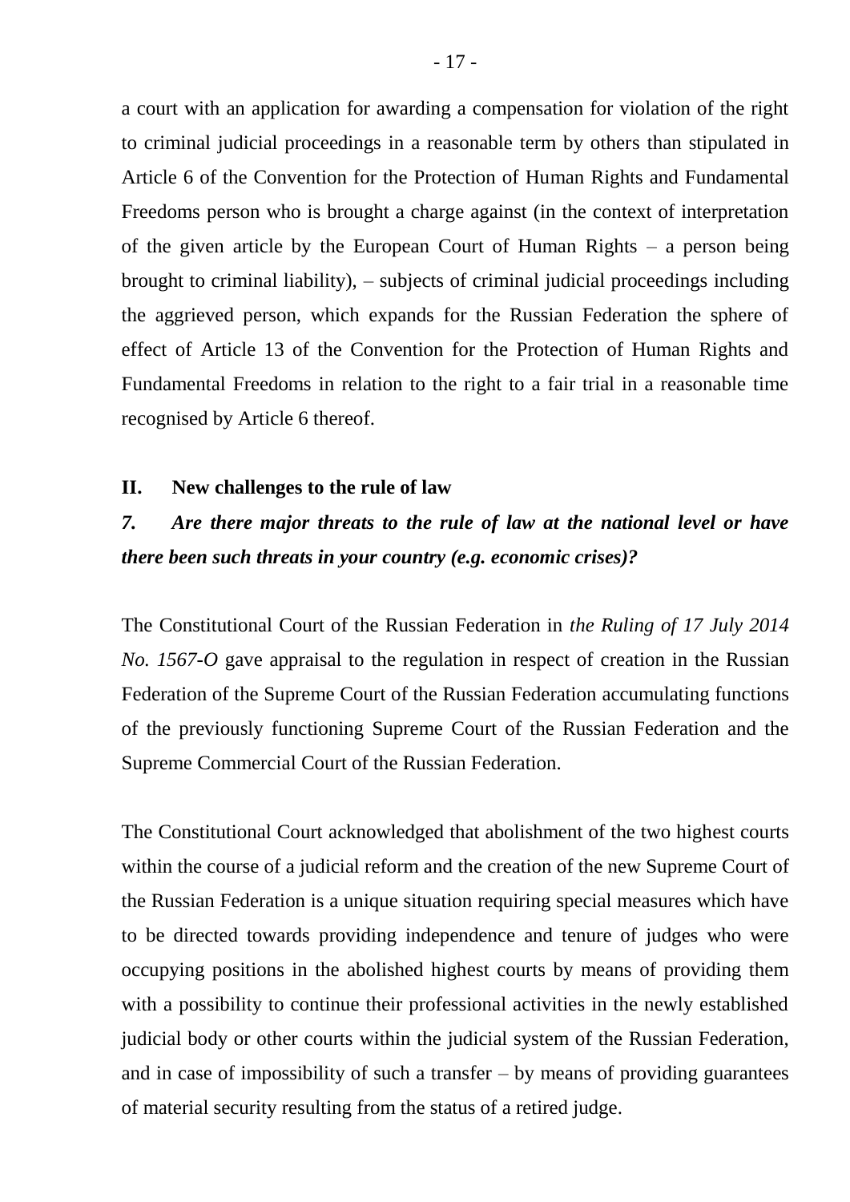a court with an application for awarding a compensation for violation of the right to criminal judicial proceedings in a reasonable term by others than stipulated in Article 6 of the Convention for the Protection of Human Rights and Fundamental Freedoms person who is brought a charge against (in the context of interpretation of the given article by the European Court of Human Rights – a person being brought to criminal liability), – subjects of criminal judicial proceedings including the aggrieved person, which expands for the Russian Federation the sphere of effect of Article 13 of the Convention for the Protection of Human Rights and Fundamental Freedoms in relation to the right to a fair trial in a reasonable time recognised by Article 6 thereof.

## II. New challenges to the rule of law

### *7. Are there major threats to the rule of law at the national level or have there been such threats in your country (e.g. economic crises)?*

The Constitutional Court of the Russian Federation in *the Ruling of 17 July 2014 No. 1567-O* gave appraisal to the regulation in respect of creation in the Russian Federation of the Supreme Court of the Russian Federation accumulating functions of the previously functioning Supreme Court of the Russian Federation and the Supreme Commercial Court of the Russian Federation.

The Constitutional Court acknowledged that abolishment of the two highest courts within the course of a judicial reform and the creation of the new Supreme Court of the Russian Federation is a unique situation requiring special measures which have to be directed towards providing independence and tenure of judges who were occupying positions in the abolished highest courts by means of providing them with a possibility to continue their professional activities in the newly established judicial body or other courts within the judicial system of the Russian Federation, and in case of impossibility of such a transfer – by means of providing guarantees of material security resulting from the status of a retired judge.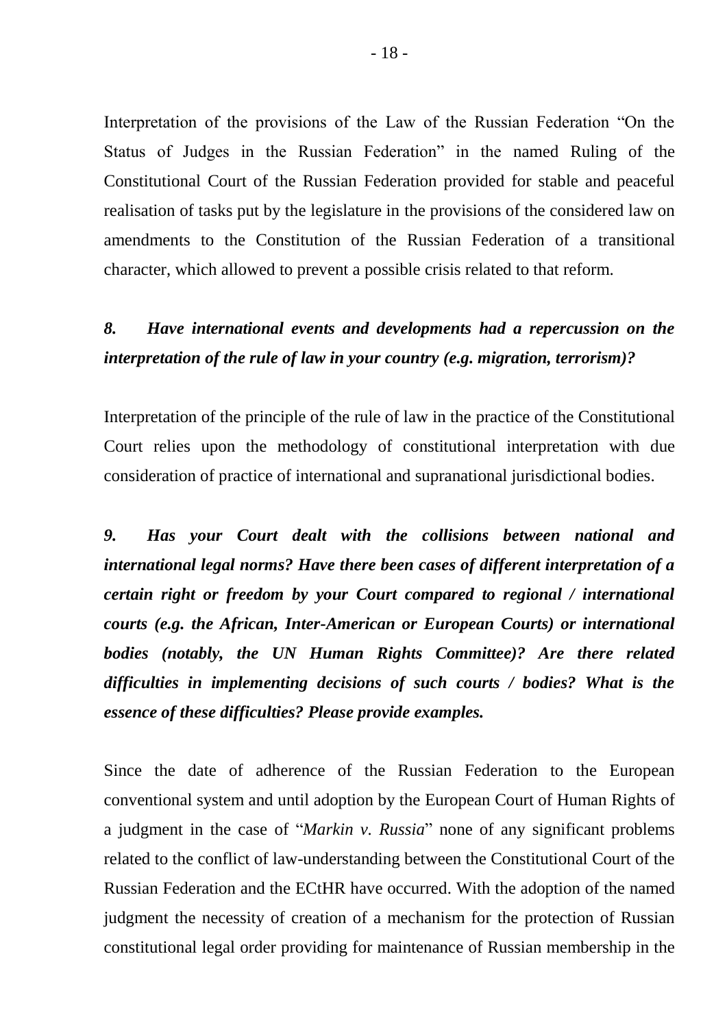Interpretation of the provisions of the Law of the Russian Federation "On the Status of Judges in the Russian Federation" in the named Ruling of the Constitutional Court of the Russian Federation provided for stable and peaceful realisation of tasks put by the legislature in the provisions of the considered law on amendments to the Constitution of the Russian Federation of a transitional character, which allowed to prevent a possible crisis related to that reform.

***8. Have international events and developments had a repercussion on the interpretation of the rule of law in your country (e.g. migration, terrorism)?***

Interpretation of the principle of the rule of law in the practice of the Constitutional Court relies upon the methodology of constitutional interpretation with due consideration of practice of international and supranational jurisdictional bodies.

***9. Has your Court dealt with the collisions between national and international legal norms? Have there been cases of different interpretation of a certain right or freedom by your Court compared to regional / international courts (e.g. the African, Inter-American or European Courts) or international bodies (notably, the UN Human Rights Committee)? Are there related difficulties in implementing decisions of such courts / bodies? What is the essence of these difficulties? Please provide examples.***

Since the date of adherence of the Russian Federation to the European conventional system and until adoption by the European Court of Human Rights of a judgment in the case of "*Markin v. Russia*" none of any significant problems related to the conflict of law-understanding between the Constitutional Court of the Russian Federation and the ECtHR have occurred. With the adoption of the named judgment the necessity of creation of a mechanism for the protection of Russian constitutional legal order providing for maintenance of Russian membership in the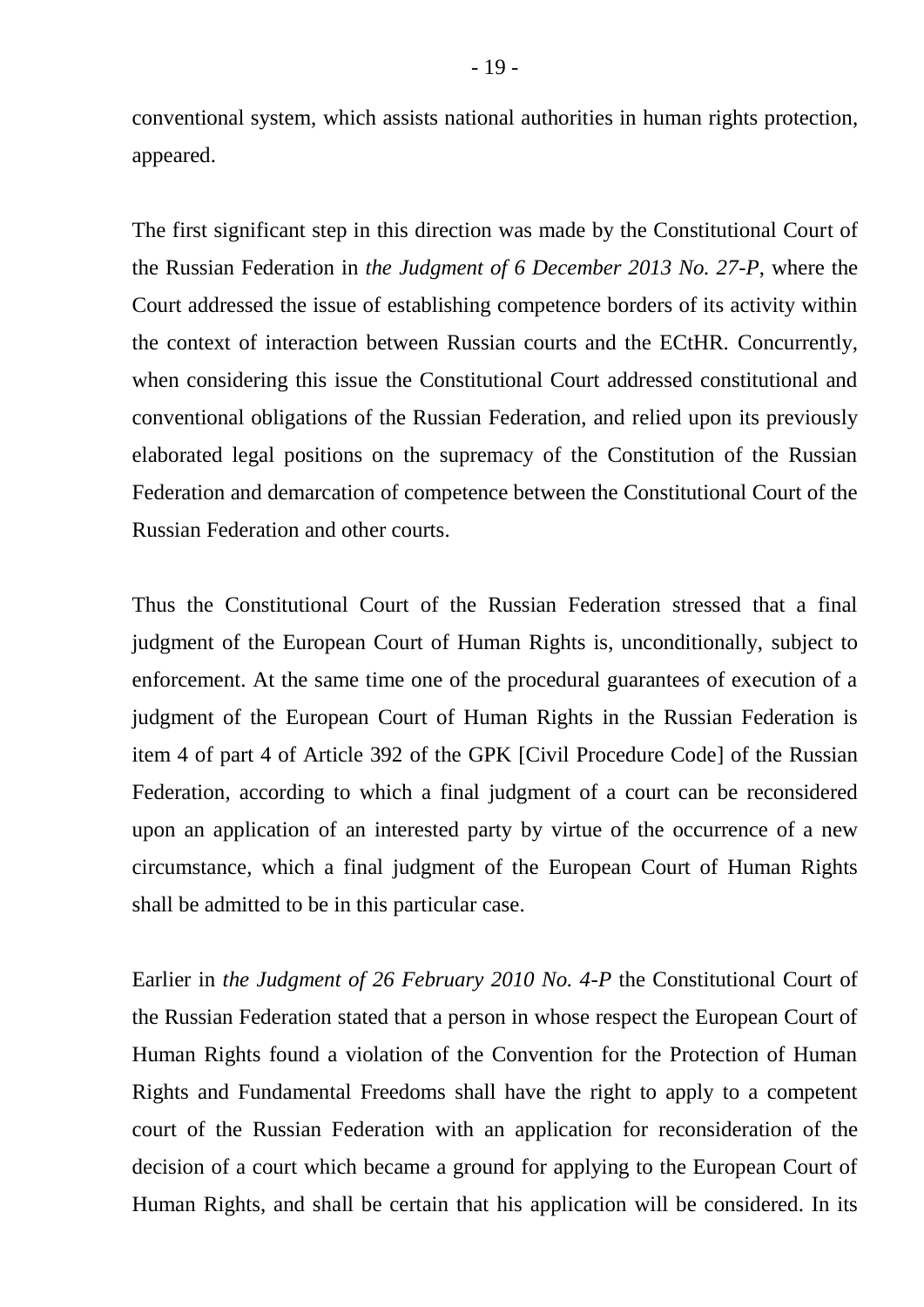conventional system, which assists national authorities in human rights protection, appeared.

The first significant step in this direction was made by the Constitutional Court of the Russian Federation in *the Judgment of 6 December 2013 No. 27-P*, where the Court addressed the issue of establishing competence borders of its activity within the context of interaction between Russian courts and the ECtHR. Concurrently, when considering this issue the Constitutional Court addressed constitutional and conventional obligations of the Russian Federation, and relied upon its previously elaborated legal positions on the supremacy of the Constitution of the Russian Federation and demarcation of competence between the Constitutional Court of the Russian Federation and other courts.

Thus the Constitutional Court of the Russian Federation stressed that a final judgment of the European Court of Human Rights is, unconditionally, subject to enforcement. At the same time one of the procedural guarantees of execution of a judgment of the European Court of Human Rights in the Russian Federation is item 4 of part 4 of Article 392 of the GPK [Civil Procedure Code] of the Russian Federation, according to which a final judgment of a court can be reconsidered upon an application of an interested party by virtue of the occurrence of a new circumstance, which a final judgment of the European Court of Human Rights shall be admitted to be in this particular case.

Earlier in *the Judgment of 26 February 2010 No. 4-P* the Constitutional Court of the Russian Federation stated that a person in whose respect the European Court of Human Rights found a violation of the Convention for the Protection of Human Rights and Fundamental Freedoms shall have the right to apply to a competent court of the Russian Federation with an application for reconsideration of the decision of a court which became a ground for applying to the European Court of Human Rights, and shall be certain that his application will be considered. In its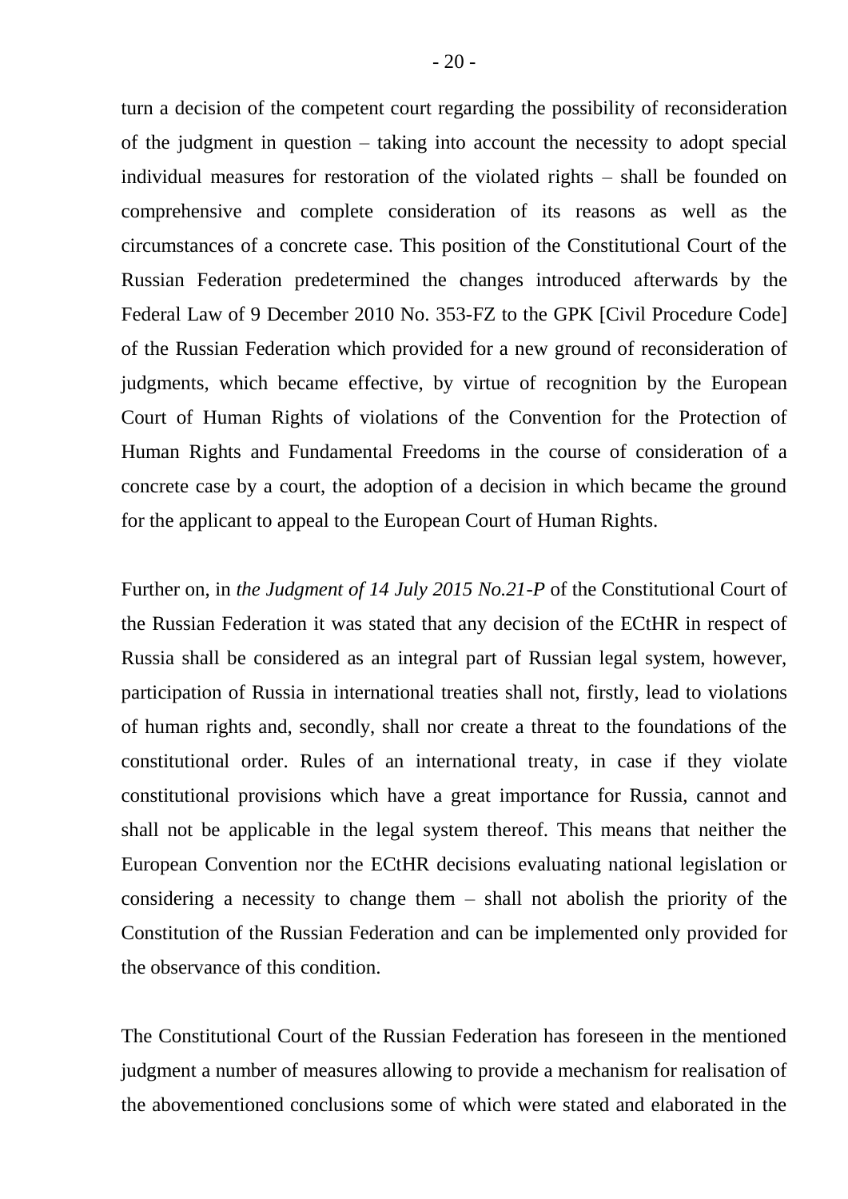turn a decision of the competent court regarding the possibility of reconsideration of the judgment in question – taking into account the necessity to adopt special individual measures for restoration of the violated rights – shall be founded on comprehensive and complete consideration of its reasons as well as the circumstances of a concrete case. This position of the Constitutional Court of the Russian Federation predetermined the changes introduced afterwards by the Federal Law of 9 December 2010 No. 353-FZ to the GPK [Civil Procedure Code] of the Russian Federation which provided for a new ground of reconsideration of judgments, which became effective, by virtue of recognition by the European Court of Human Rights of violations of the Convention for the Protection of Human Rights and Fundamental Freedoms in the course of consideration of a concrete case by a court, the adoption of a decision in which became the ground for the applicant to appeal to the European Court of Human Rights.

Further on, in *the Judgment of 14 July 2015 No.21-P* of the Constitutional Court of the Russian Federation it was stated that any decision of the ECtHR in respect of Russia shall be considered as an integral part of Russian legal system, however, participation of Russia in international treaties shall not, firstly, lead to violations of human rights and, secondly, shall nor create a threat to the foundations of the constitutional order. Rules of an international treaty, in case if they violate constitutional provisions which have a great importance for Russia, cannot and shall not be applicable in the legal system thereof. This means that neither the European Convention nor the ECtHR decisions evaluating national legislation or considering a necessity to change them – shall not abolish the priority of the Constitution of the Russian Federation and can be implemented only provided for the observance of this condition.

The Constitutional Court of the Russian Federation has foreseen in the mentioned judgment a number of measures allowing to provide a mechanism for realisation of the abovementioned conclusions some of which were stated and elaborated in the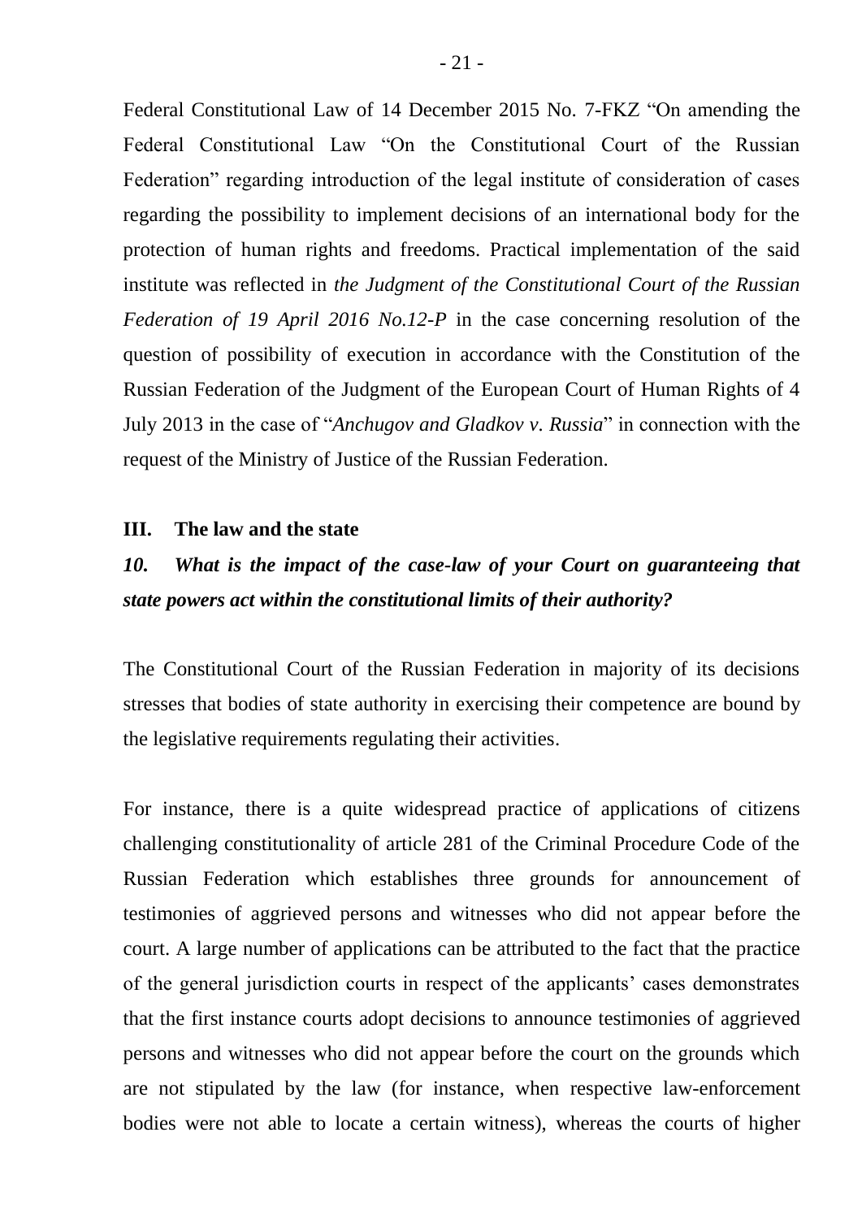Federal Constitutional Law of 14 December 2015 No. 7-FKZ "On amending the Federal Constitutional Law "On the Constitutional Court of the Russian Federation" regarding introduction of the legal institute of consideration of cases regarding the possibility to implement decisions of an international body for the protection of human rights and freedoms. Practical implementation of the said institute was reflected in *the Judgment of the Constitutional Court of the Russian Federation of 19 April 2016 No.12-P* in the case concerning resolution of the question of possibility of execution in accordance with the Constitution of the Russian Federation of the Judgment of the European Court of Human Rights of 4 July 2013 in the case of "*Anchugov and Gladkov v. Russia*" in connection with the request of the Ministry of Justice of the Russian Federation.

## III. The law and the state

***10. What is the impact of the case-law of your Court on guaranteeing that state powers act within the constitutional limits of their authority?***

The Constitutional Court of the Russian Federation in majority of its decisions stresses that bodies of state authority in exercising their competence are bound by the legislative requirements regulating their activities.

For instance, there is a quite widespread practice of applications of citizens challenging constitutionality of article 281 of the Criminal Procedure Code of the Russian Federation which establishes three grounds for announcement of testimonies of aggrieved persons and witnesses who did not appear before the court. A large number of applications can be attributed to the fact that the practice of the general jurisdiction courts in respect of the applicants' cases demonstrates that the first instance courts adopt decisions to announce testimonies of aggrieved persons and witnesses who did not appear before the court on the grounds which are not stipulated by the law (for instance, when respective law-enforcement bodies were not able to locate a certain witness), whereas the courts of higher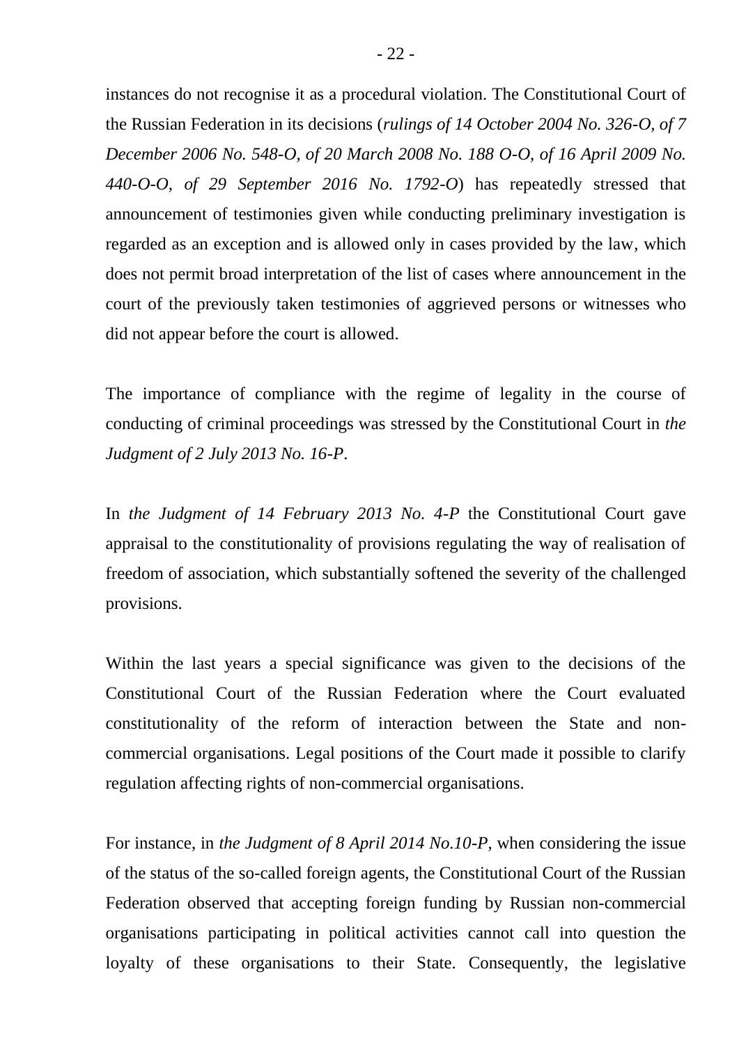instances do not recognise it as a procedural violation. The Constitutional Court of the Russian Federation in its decisions (*rulings of 14 October 2004 No. 326-O, of 7 December 2006 No. 548-O, of 20 March 2008 No. 188 O-O, of 16 April 2009 No. 440-O-O, of 29 September 2016 No. 1792-O*) has repeatedly stressed that announcement of testimonies given while conducting preliminary investigation is regarded as an exception and is allowed only in cases provided by the law, which does not permit broad interpretation of the list of cases where announcement in the court of the previously taken testimonies of aggrieved persons or witnesses who did not appear before the court is allowed.

The importance of compliance with the regime of legality in the course of conducting of criminal proceedings was stressed by the Constitutional Court in *the Judgment of 2 July 2013 No. 16-P*.

In *the Judgment of 14 February 2013 No. 4-P* the Constitutional Court gave appraisal to the constitutionality of provisions regulating the way of realisation of freedom of association, which substantially softened the severity of the challenged provisions.

Within the last years a special significance was given to the decisions of the Constitutional Court of the Russian Federation where the Court evaluated constitutionality of the reform of interaction between the State and non-commercial organisations. Legal positions of the Court made it possible to clarify regulation affecting rights of non-commercial organisations.

For instance, in *the Judgment of 8 April 2014 No.10-P*, when considering the issue of the status of the so-called foreign agents, the Constitutional Court of the Russian Federation observed that accepting foreign funding by Russian non-commercial organisations participating in political activities cannot call into question the loyalty of these organisations to their State. Consequently, the legislative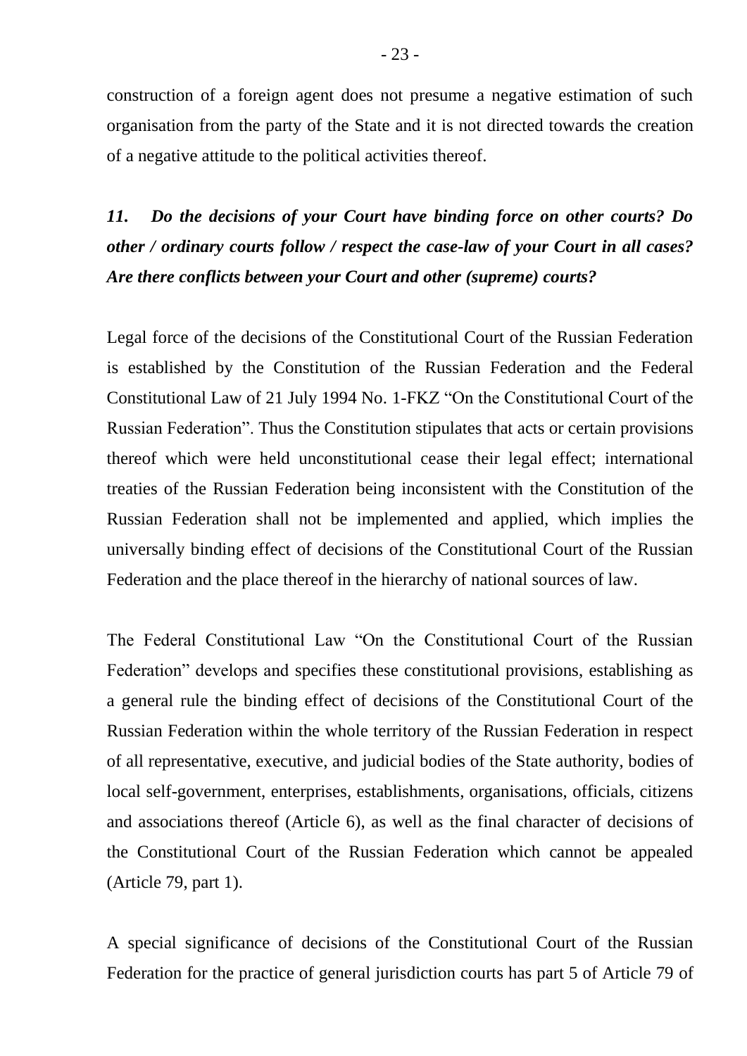construction of a foreign agent does not presume a negative estimation of such organisation from the party of the State and it is not directed towards the creation of a negative attitude to the political activities thereof.

***11. Do the decisions of your Court have binding force on other courts? Do other / ordinary courts follow / respect the case-law of your Court in all cases? Are there conflicts between your Court and other (supreme) courts?***

Legal force of the decisions of the Constitutional Court of the Russian Federation is established by the Constitution of the Russian Federation and the Federal Constitutional Law of 21 July 1994 No. 1-FKZ "On the Constitutional Court of the Russian Federation". Thus the Constitution stipulates that acts or certain provisions thereof which were held unconstitutional cease their legal effect; international treaties of the Russian Federation being inconsistent with the Constitution of the Russian Federation shall not be implemented and applied, which implies the universally binding effect of decisions of the Constitutional Court of the Russian Federation and the place thereof in the hierarchy of national sources of law.

The Federal Constitutional Law "On the Constitutional Court of the Russian Federation" develops and specifies these constitutional provisions, establishing as a general rule the binding effect of decisions of the Constitutional Court of the Russian Federation within the whole territory of the Russian Federation in respect of all representative, executive, and judicial bodies of the State authority, bodies of local self-government, enterprises, establishments, organisations, officials, citizens and associations thereof (Article 6), as well as the final character of decisions of the Constitutional Court of the Russian Federation which cannot be appealed (Article 79, part 1).

A special significance of decisions of the Constitutional Court of the Russian Federation for the practice of general jurisdiction courts has part 5 of Article 79 of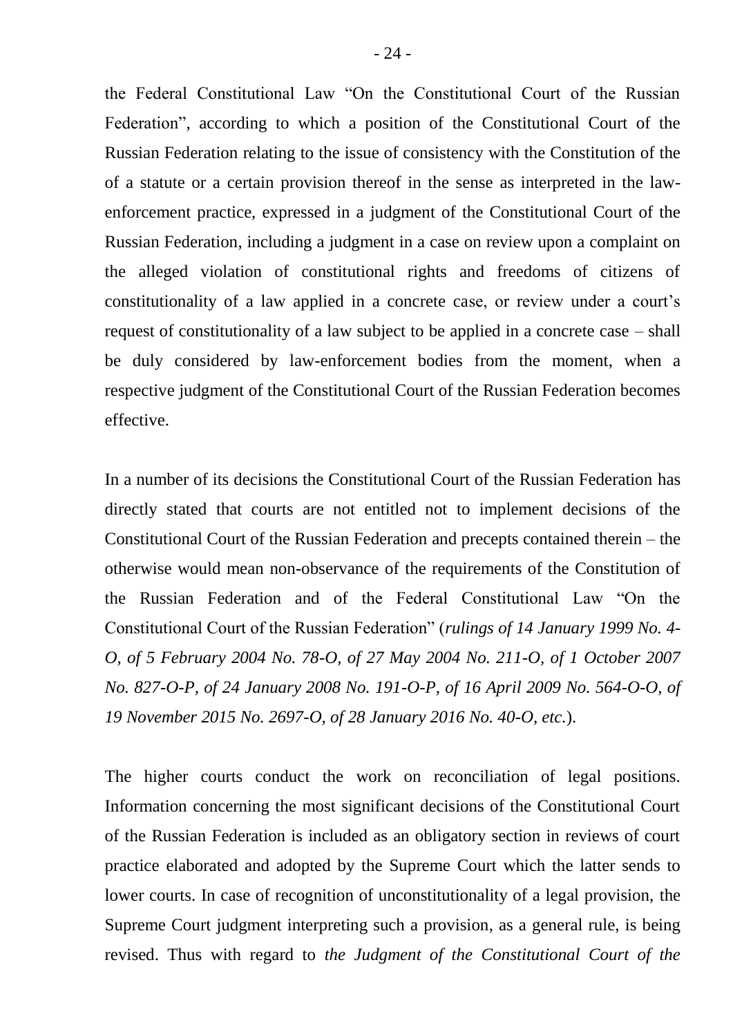the Federal Constitutional Law "On the Constitutional Court of the Russian Federation", according to which a position of the Constitutional Court of the Russian Federation relating to the issue of consistency with the Constitution of the of a statute or a certain provision thereof in the sense as interpreted in the law-enforcement practice, expressed in a judgment of the Constitutional Court of the Russian Federation, including a judgment in a case on review upon a complaint on the alleged violation of constitutional rights and freedoms of citizens of constitutionality of a law applied in a concrete case, or review under a court's request of constitutionality of a law subject to be applied in a concrete case – shall be duly considered by law-enforcement bodies from the moment, when a respective judgment of the Constitutional Court of the Russian Federation becomes effective.

In a number of its decisions the Constitutional Court of the Russian Federation has directly stated that courts are not entitled not to implement decisions of the Constitutional Court of the Russian Federation and precepts contained therein – the otherwise would mean non-observance of the requirements of the Constitution of the Russian Federation and of the Federal Constitutional Law "On the Constitutional Court of the Russian Federation" (*rulings of 14 January 1999 No. 4-O, of 5 February 2004 No. 78-O, of 27 May 2004 No. 211-O, of 1 October 2007 No. 827-O-P, of 24 January 2008 No. 191-O-P, of 16 April 2009 No. 564-O-O, of 19 November 2015 No. 2697-O, of 28 January 2016 No. 40-O, etc.*).

The higher courts conduct the work on reconciliation of legal positions. Information concerning the most significant decisions of the Constitutional Court of the Russian Federation is included as an obligatory section in reviews of court practice elaborated and adopted by the Supreme Court which the latter sends to lower courts. In case of recognition of unconstitutionality of a legal provision, the Supreme Court judgment interpreting such a provision, as a general rule, is being revised. Thus with regard to *the Judgment of the Constitutional Court of the*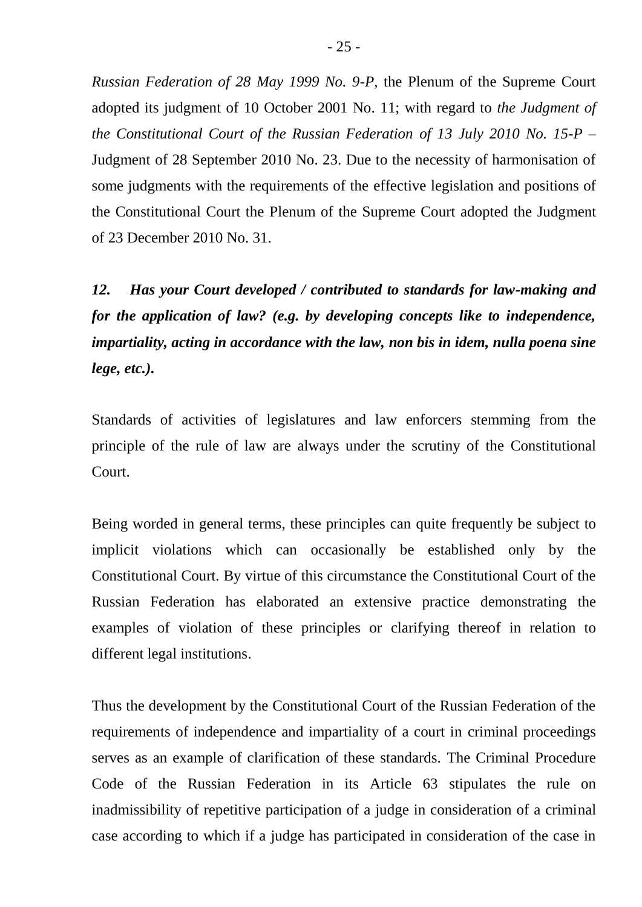*Russian Federation of 28 May 1999 No. 9-P*, the Plenum of the Supreme Court adopted its judgment of 10 October 2001 No. 11; with regard to *the Judgment of the Constitutional Court of the Russian Federation of 13 July 2010 No. 15-P* – Judgment of 28 September 2010 No. 23. Due to the necessity of harmonisation of some judgments with the requirements of the effective legislation and positions of the Constitutional Court the Plenum of the Supreme Court adopted the Judgment of 23 December 2010 No. 31.

***12. Has your Court developed / contributed to standards for law-making and for the application of law? (e.g. by developing concepts like to independence, impartiality, acting in accordance with the law, non bis in idem, nulla poena sine lege, etc.).***

Standards of activities of legislatures and law enforcers stemming from the principle of the rule of law are always under the scrutiny of the Constitutional Court.

Being worded in general terms, these principles can quite frequently be subject to implicit violations which can occasionally be established only by the Constitutional Court. By virtue of this circumstance the Constitutional Court of the Russian Federation has elaborated an extensive practice demonstrating the examples of violation of these principles or clarifying thereof in relation to different legal institutions.

Thus the development by the Constitutional Court of the Russian Federation of the requirements of independence and impartiality of a court in criminal proceedings serves as an example of clarification of these standards. The Criminal Procedure Code of the Russian Federation in its Article 63 stipulates the rule on inadmissibility of repetitive participation of a judge in consideration of a criminal case according to which if a judge has participated in consideration of the case in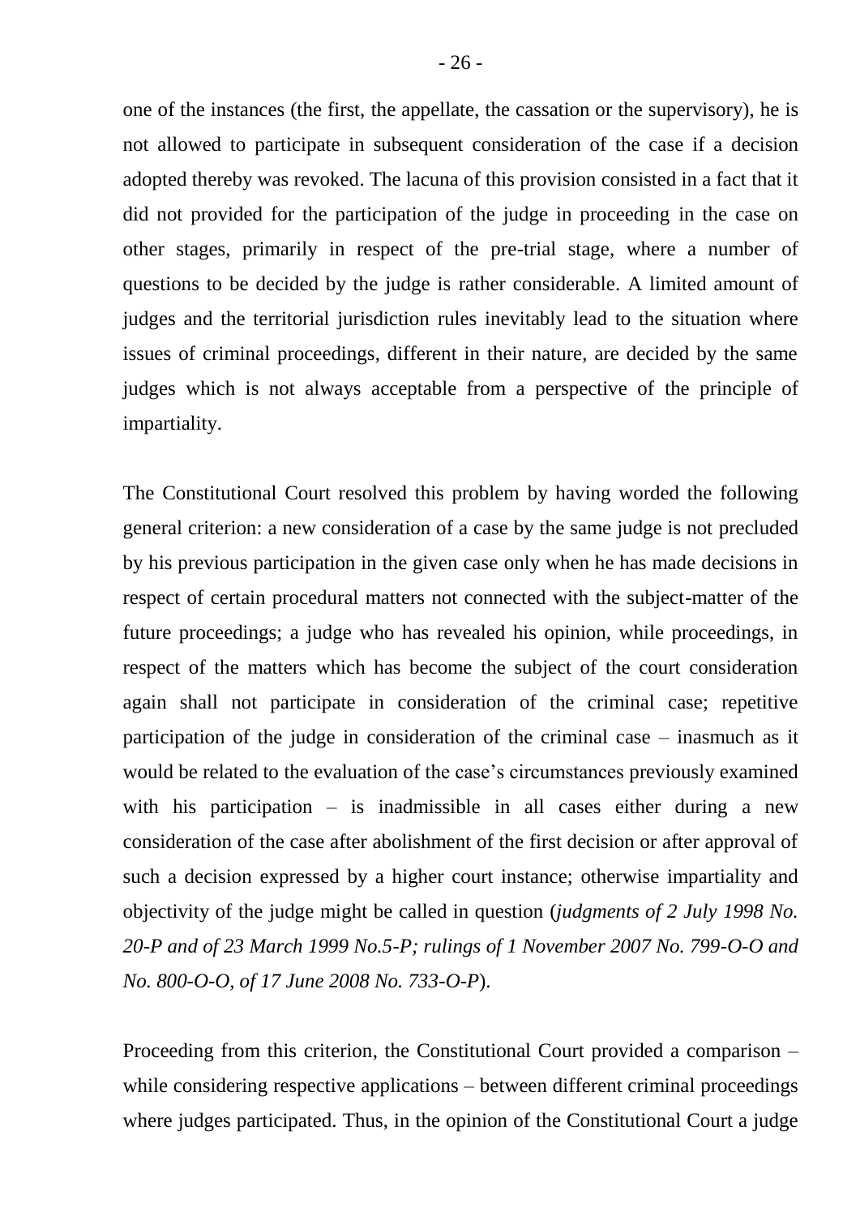one of the instances (the first, the appellate, the cassation or the supervisory), he is not allowed to participate in subsequent consideration of the case if a decision adopted thereby was revoked. The lacuna of this provision consisted in a fact that it did not provided for the participation of the judge in proceeding in the case on other stages, primarily in respect of the pre-trial stage, where a number of questions to be decided by the judge is rather considerable. A limited amount of judges and the territorial jurisdiction rules inevitably lead to the situation where issues of criminal proceedings, different in their nature, are decided by the same judges which is not always acceptable from a perspective of the principle of impartiality.

The Constitutional Court resolved this problem by having worded the following general criterion: a new consideration of a case by the same judge is not precluded by his previous participation in the given case only when he has made decisions in respect of certain procedural matters not connected with the subject-matter of the future proceedings; a judge who has revealed his opinion, while proceedings, in respect of the matters which has become the subject of the court consideration again shall not participate in consideration of the criminal case; repetitive participation of the judge in consideration of the criminal case – inasmuch as it would be related to the evaluation of the case's circumstances previously examined with his participation – is inadmissible in all cases either during a new consideration of the case after abolishment of the first decision or after approval of such a decision expressed by a higher court instance; otherwise impartiality and objectivity of the judge might be called in question (*judgments of 2 July 1998 No. 20-P and of 23 March 1999 No.5-P; rulings of 1 November 2007 No. 799-O-O and No. 800-O-O, of 17 June 2008 No. 733-O-P*).

Proceeding from this criterion, the Constitutional Court provided a comparison – while considering respective applications – between different criminal proceedings where judges participated. Thus, in the opinion of the Constitutional Court a judge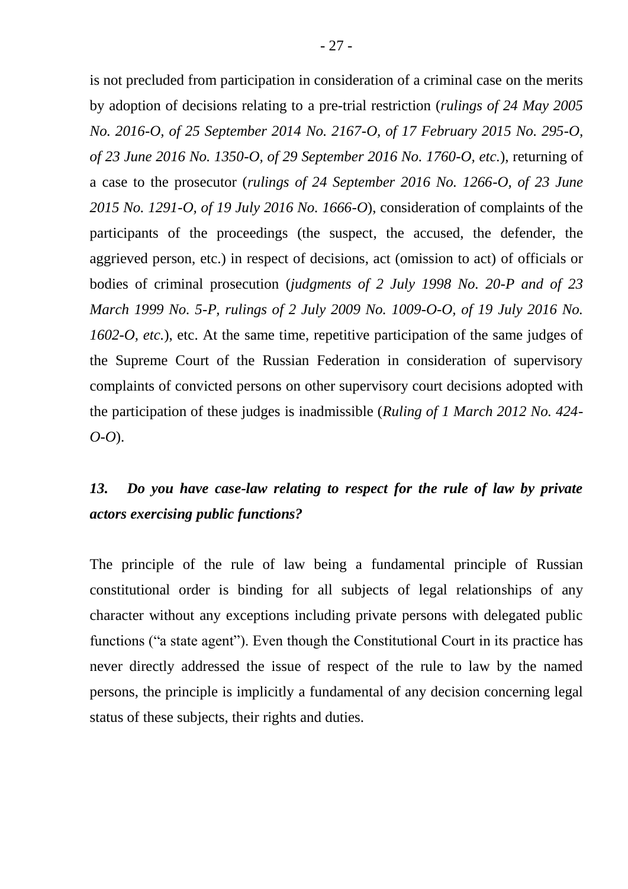is not precluded from participation in consideration of a criminal case on the merits by adoption of decisions relating to a pre-trial restriction (*rulings of 24 May 2005 No. 2016-O, of 25 September 2014 No. 2167-O, of 17 February 2015 No. 295-O, of 23 June 2016 No. 1350-O, of 29 September 2016 No. 1760-O, etc.*), returning of a case to the prosecutor (*rulings of 24 September 2016 No. 1266-O, of 23 June 2015 No. 1291-O, of 19 July 2016 No. 1666-O*), consideration of complaints of the participants of the proceedings (the suspect, the accused, the defender, the aggrieved person, etc.) in respect of decisions, act (omission to act) of officials or bodies of criminal prosecution (*judgments of 2 July 1998 No. 20-P and of 23 March 1999 No. 5-P, rulings of 2 July 2009 No. 1009-O-O, of 19 July 2016 No. 1602-O, etc.*), etc. At the same time, repetitive participation of the same judges of the Supreme Court of the Russian Federation in consideration of supervisory complaints of convicted persons on other supervisory court decisions adopted with the participation of these judges is inadmissible (*Ruling of 1 March 2012 No. 424-O-O*).

### *13. Do you have case-law relating to respect for the rule of law by private actors exercising public functions?*

The principle of the rule of law being a fundamental principle of Russian constitutional order is binding for all subjects of legal relationships of any character without any exceptions including private persons with delegated public functions ("a state agent"). Even though the Constitutional Court in its practice has never directly addressed the issue of respect of the rule to law by the named persons, the principle is implicitly a fundamental of any decision concerning legal status of these subjects, their rights and duties.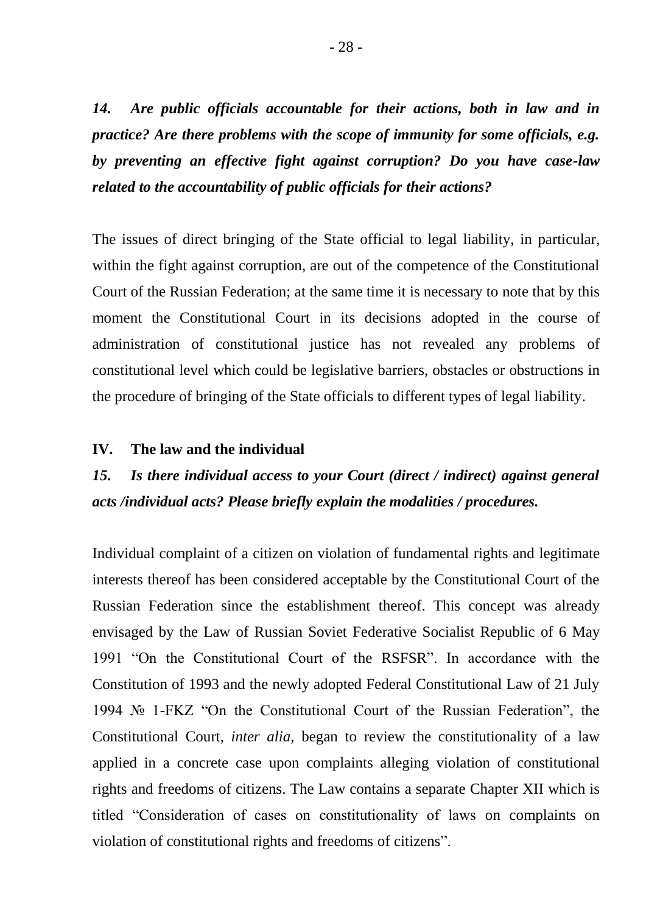***14. Are public officials accountable for their actions, both in law and in practice? Are there problems with the scope of immunity for some officials, e.g. by preventing an effective fight against corruption? Do you have case-law related to the accountability of public officials for their actions?***

The issues of direct bringing of the State official to legal liability, in particular, within the fight against corruption, are out of the competence of the Constitutional Court of the Russian Federation; at the same time it is necessary to note that by this moment the Constitutional Court in its decisions adopted in the course of administration of constitutional justice has not revealed any problems of constitutional level which could be legislative barriers, obstacles or obstructions in the procedure of bringing of the State officials to different types of legal liability.

## IV. The law and the individual

***15. Is there individual access to your Court (direct / indirect) against general acts /individual acts? Please briefly explain the modalities / procedures.***

Individual complaint of a citizen on violation of fundamental rights and legitimate interests thereof has been considered acceptable by the Constitutional Court of the Russian Federation since the establishment thereof. This concept was already envisaged by the Law of Russian Soviet Federative Socialist Republic of 6 May 1991 "On the Constitutional Court of the RSFSR". In accordance with the Constitution of 1993 and the newly adopted Federal Constitutional Law of 21 July 1994 № 1-FKZ "On the Constitutional Court of the Russian Federation", the Constitutional Court, *inter alia*, began to review the constitutionality of a law applied in a concrete case upon complaints alleging violation of constitutional rights and freedoms of citizens. The Law contains a separate Chapter XII which is titled "Consideration of cases on constitutionality of laws on complaints on violation of constitutional rights and freedoms of citizens".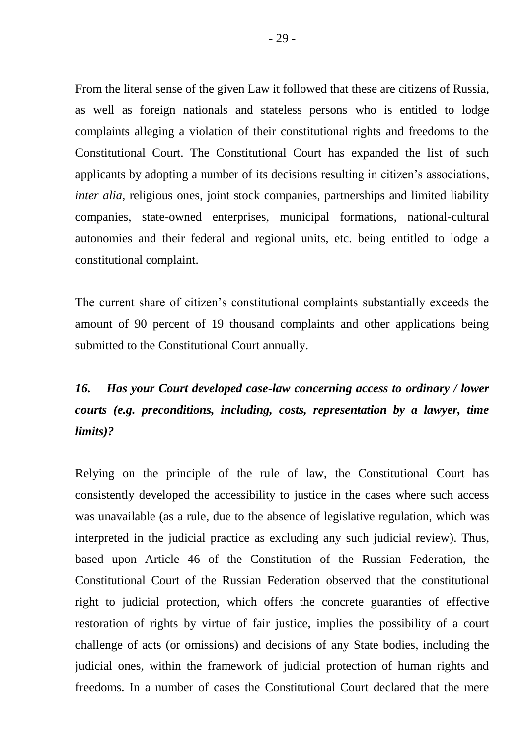From the literal sense of the given Law it followed that these are citizens of Russia, as well as foreign nationals and stateless persons who is entitled to lodge complaints alleging a violation of their constitutional rights and freedoms to the Constitutional Court. The Constitutional Court has expanded the list of such applicants by adopting a number of its decisions resulting in citizen's associations, *inter alia*, religious ones, joint stock companies, partnerships and limited liability companies, state-owned enterprises, municipal formations, national-cultural autonomies and their federal and regional units, etc. being entitled to lodge a constitutional complaint.

The current share of citizen's constitutional complaints substantially exceeds the amount of 90 percent of 19 thousand complaints and other applications being submitted to the Constitutional Court annually.

***16. Has your Court developed case-law concerning access to ordinary / lower courts (e.g. preconditions, including, costs, representation by a lawyer, time limits)?***

Relying on the principle of the rule of law, the Constitutional Court has consistently developed the accessibility to justice in the cases where such access was unavailable (as a rule, due to the absence of legislative regulation, which was interpreted in the judicial practice as excluding any such judicial review). Thus, based upon Article 46 of the Constitution of the Russian Federation, the Constitutional Court of the Russian Federation observed that the constitutional right to judicial protection, which offers the concrete guaranties of effective restoration of rights by virtue of fair justice, implies the possibility of a court challenge of acts (or omissions) and decisions of any State bodies, including the judicial ones, within the framework of judicial protection of human rights and freedoms. In a number of cases the Constitutional Court declared that the mere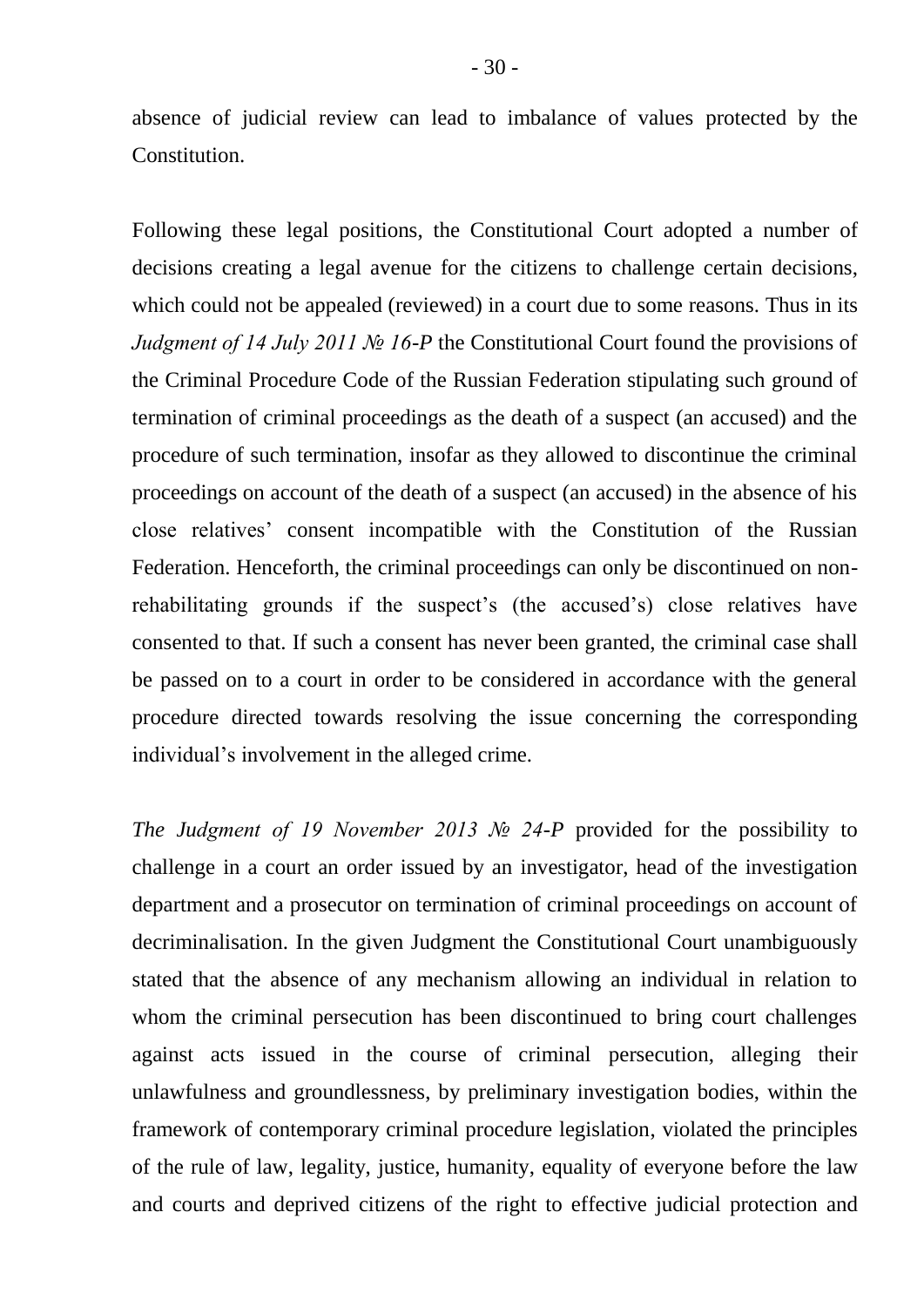absence of judicial review can lead to imbalance of values protected by the Constitution.

Following these legal positions, the Constitutional Court adopted a number of decisions creating a legal avenue for the citizens to challenge certain decisions, which could not be appealed (reviewed) in a court due to some reasons. Thus in its *Judgment of 14 July 2011 № 16-P* the Constitutional Court found the provisions of the Criminal Procedure Code of the Russian Federation stipulating such ground of termination of criminal proceedings as the death of a suspect (an accused) and the procedure of such termination, insofar as they allowed to discontinue the criminal proceedings on account of the death of a suspect (an accused) in the absence of his close relatives' consent incompatible with the Constitution of the Russian Federation. Henceforth, the criminal proceedings can only be discontinued on non-rehabilitating grounds if the suspect's (the accused's) close relatives have consented to that. If such a consent has never been granted, the criminal case shall be passed on to a court in order to be considered in accordance with the general procedure directed towards resolving the issue concerning the corresponding individual's involvement in the alleged crime.

*The Judgment of 19 November 2013 № 24-P* provided for the possibility to challenge in a court an order issued by an investigator, head of the investigation department and a prosecutor on termination of criminal proceedings on account of decriminalisation. In the given Judgment the Constitutional Court unambiguously stated that the absence of any mechanism allowing an individual in relation to whom the criminal persecution has been discontinued to bring court challenges against acts issued in the course of criminal persecution, alleging their unlawfulness and groundlessness, by preliminary investigation bodies, within the framework of contemporary criminal procedure legislation, violated the principles of the rule of law, legality, justice, humanity, equality of everyone before the law and courts and deprived citizens of the right to effective judicial protection and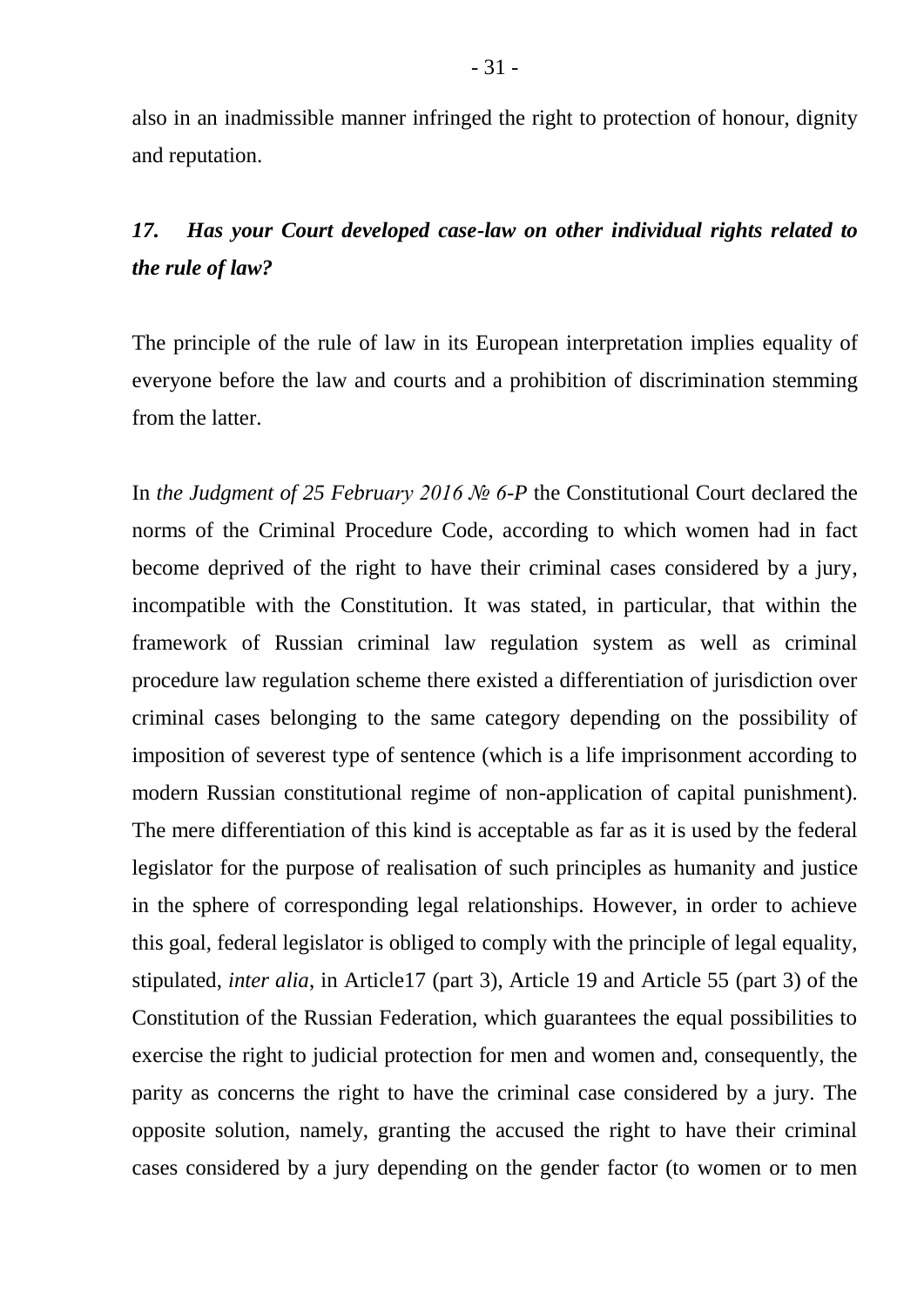also in an inadmissible manner infringed the right to protection of honour, dignity and reputation.

### *17. Has your Court developed case-law on other individual rights related to the rule of law?*

The principle of the rule of law in its European interpretation implies equality of everyone before the law and courts and a prohibition of discrimination stemming from the latter.

In *the Judgment of 25 February 2016 № 6-P* the Constitutional Court declared the norms of the Criminal Procedure Code, according to which women had in fact become deprived of the right to have their criminal cases considered by a jury, incompatible with the Constitution. It was stated, in particular, that within the framework of Russian criminal law regulation system as well as criminal procedure law regulation scheme there existed a differentiation of jurisdiction over criminal cases belonging to the same category depending on the possibility of imposition of severest type of sentence (which is a life imprisonment according to modern Russian constitutional regime of non-application of capital punishment). The mere differentiation of this kind is acceptable as far as it is used by the federal legislator for the purpose of realisation of such principles as humanity and justice in the sphere of corresponding legal relationships. However, in order to achieve this goal, federal legislator is obliged to comply with the principle of legal equality, stipulated, *inter alia*, in Article17 (part 3), Article 19 and Article 55 (part 3) of the Constitution of the Russian Federation, which guarantees the equal possibilities to exercise the right to judicial protection for men and women and, consequently, the parity as concerns the right to have the criminal case considered by a jury. The opposite solution, namely, granting the accused the right to have their criminal cases considered by a jury depending on the gender factor (to women or to men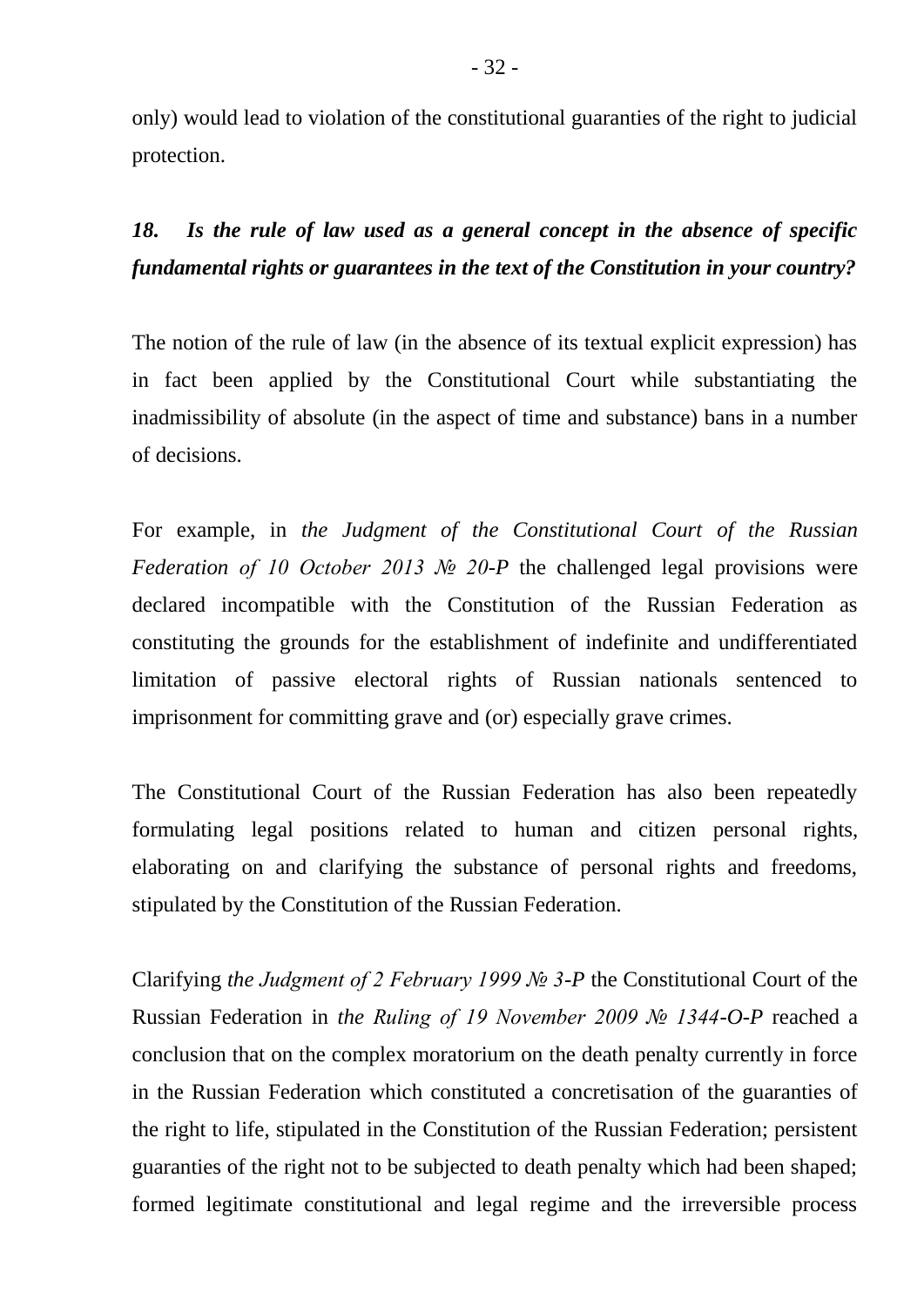only) would lead to violation of the constitutional guaranties of the right to judicial protection.

***18. Is the rule of law used as a general concept in the absence of specific fundamental rights or guarantees in the text of the Constitution in your country?***

The notion of the rule of law (in the absence of its textual explicit expression) has in fact been applied by the Constitutional Court while substantiating the inadmissibility of absolute (in the aspect of time and substance) bans in a number of decisions.

For example, in *the Judgment of the Constitutional Court of the Russian Federation of 10 October 2013 № 20-P* the challenged legal provisions were declared incompatible with the Constitution of the Russian Federation as constituting the grounds for the establishment of indefinite and undifferentiated limitation of passive electoral rights of Russian nationals sentenced to imprisonment for committing grave and (or) especially grave crimes.

The Constitutional Court of the Russian Federation has also been repeatedly formulating legal positions related to human and citizen personal rights, elaborating on and clarifying the substance of personal rights and freedoms, stipulated by the Constitution of the Russian Federation.

Clarifying *the Judgment of 2 February 1999 № 3-P* the Constitutional Court of the Russian Federation in *the Ruling of 19 November 2009 № 1344-O-P* reached a conclusion that on the complex moratorium on the death penalty currently in force in the Russian Federation which constituted a concretisation of the guaranties of the right to life, stipulated in the Constitution of the Russian Federation; persistent guaranties of the right not to be subjected to death penalty which had been shaped; formed legitimate constitutional and legal regime and the irreversible process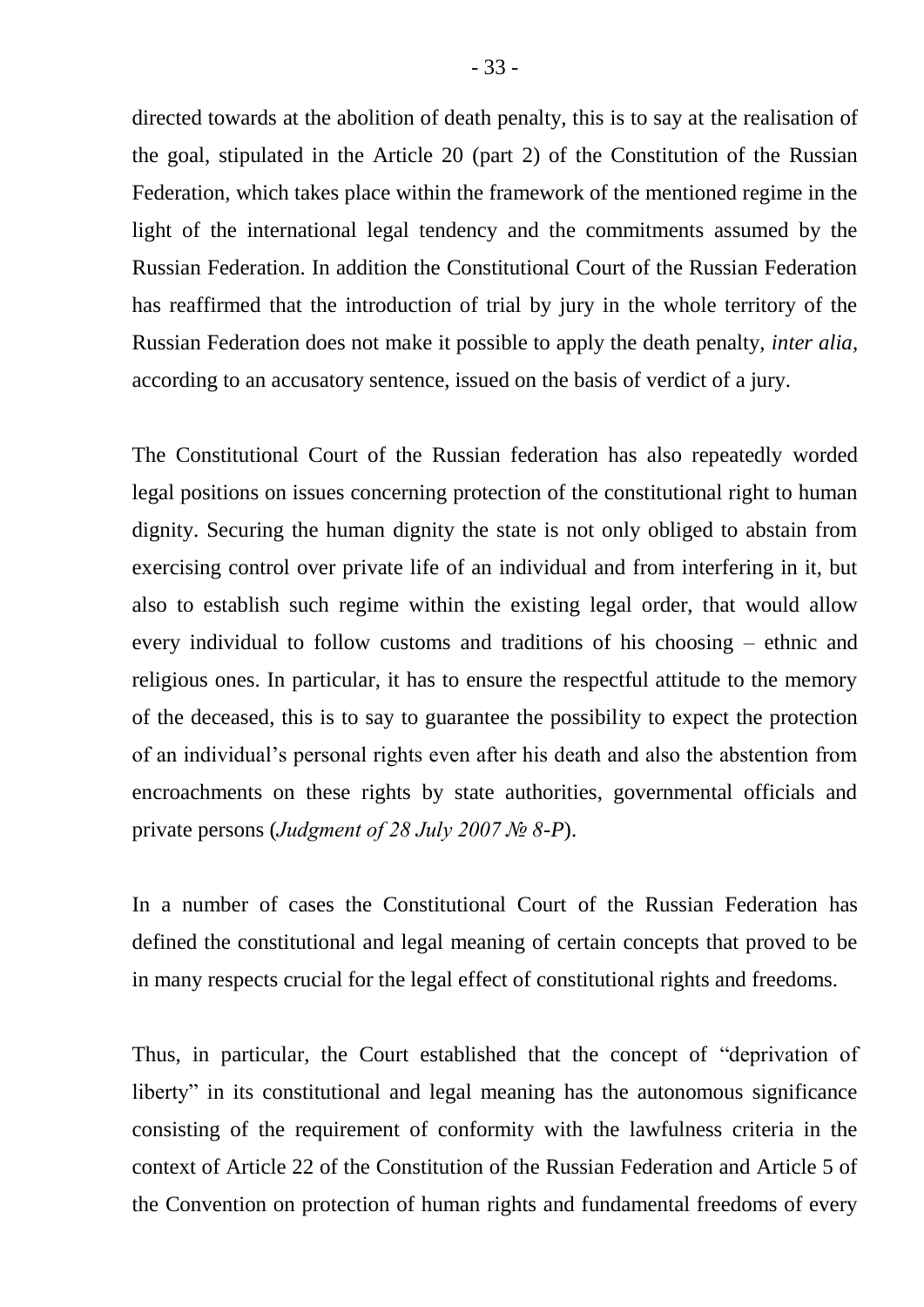directed towards at the abolition of death penalty, this is to say at the realisation of the goal, stipulated in the Article 20 (part 2) of the Constitution of the Russian Federation, which takes place within the framework of the mentioned regime in the light of the international legal tendency and the commitments assumed by the Russian Federation. In addition the Constitutional Court of the Russian Federation has reaffirmed that the introduction of trial by jury in the whole territory of the Russian Federation does not make it possible to apply the death penalty, *inter alia*, according to an accusatory sentence, issued on the basis of verdict of a jury.

The Constitutional Court of the Russian federation has also repeatedly worded legal positions on issues concerning protection of the constitutional right to human dignity. Securing the human dignity the state is not only obliged to abstain from exercising control over private life of an individual and from interfering in it, but also to establish such regime within the existing legal order, that would allow every individual to follow customs and traditions of his choosing – ethnic and religious ones. In particular, it has to ensure the respectful attitude to the memory of the deceased, this is to say to guarantee the possibility to expect the protection of an individual's personal rights even after his death and also the abstention from encroachments on these rights by state authorities, governmental officials and private persons (*Judgment of 28 July 2007 № 8-P*).

In a number of cases the Constitutional Court of the Russian Federation has defined the constitutional and legal meaning of certain concepts that proved to be in many respects crucial for the legal effect of constitutional rights and freedoms.

Thus, in particular, the Court established that the concept of "deprivation of liberty" in its constitutional and legal meaning has the autonomous significance consisting of the requirement of conformity with the lawfulness criteria in the context of Article 22 of the Constitution of the Russian Federation and Article 5 of the Convention on protection of human rights and fundamental freedoms of every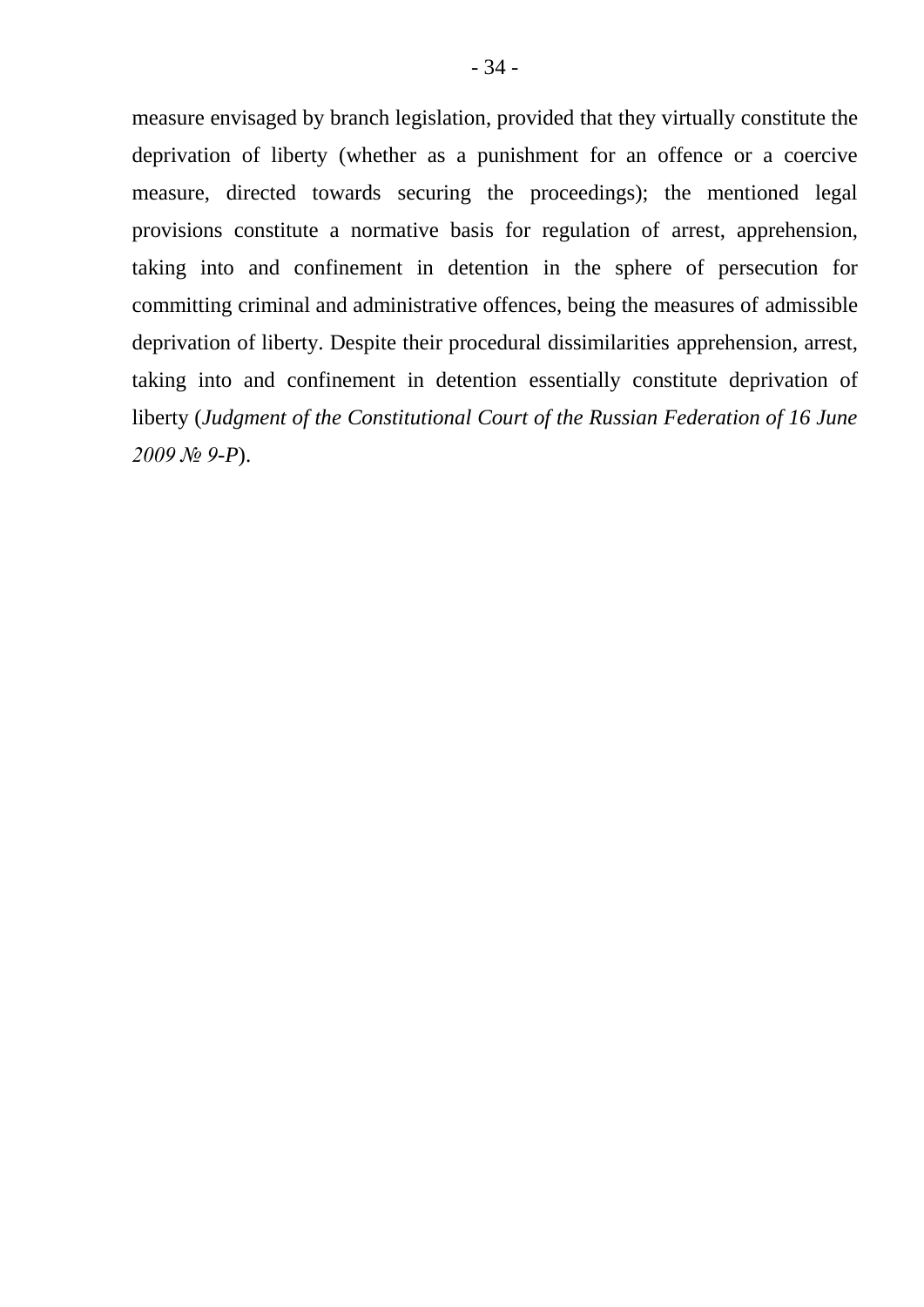measure envisaged by branch legislation, provided that they virtually constitute the deprivation of liberty (whether as a punishment for an offence or a coercive measure, directed towards securing the proceedings); the mentioned legal provisions constitute a normative basis for regulation of arrest, apprehension, taking into and confinement in detention in the sphere of persecution for committing criminal and administrative offences, being the measures of admissible deprivation of liberty. Despite their procedural dissimilarities apprehension, arrest, taking into and confinement in detention essentially constitute deprivation of liberty (*Judgment of the Constitutional Court of the Russian Federation of 16 June 2009 № 9-P*).